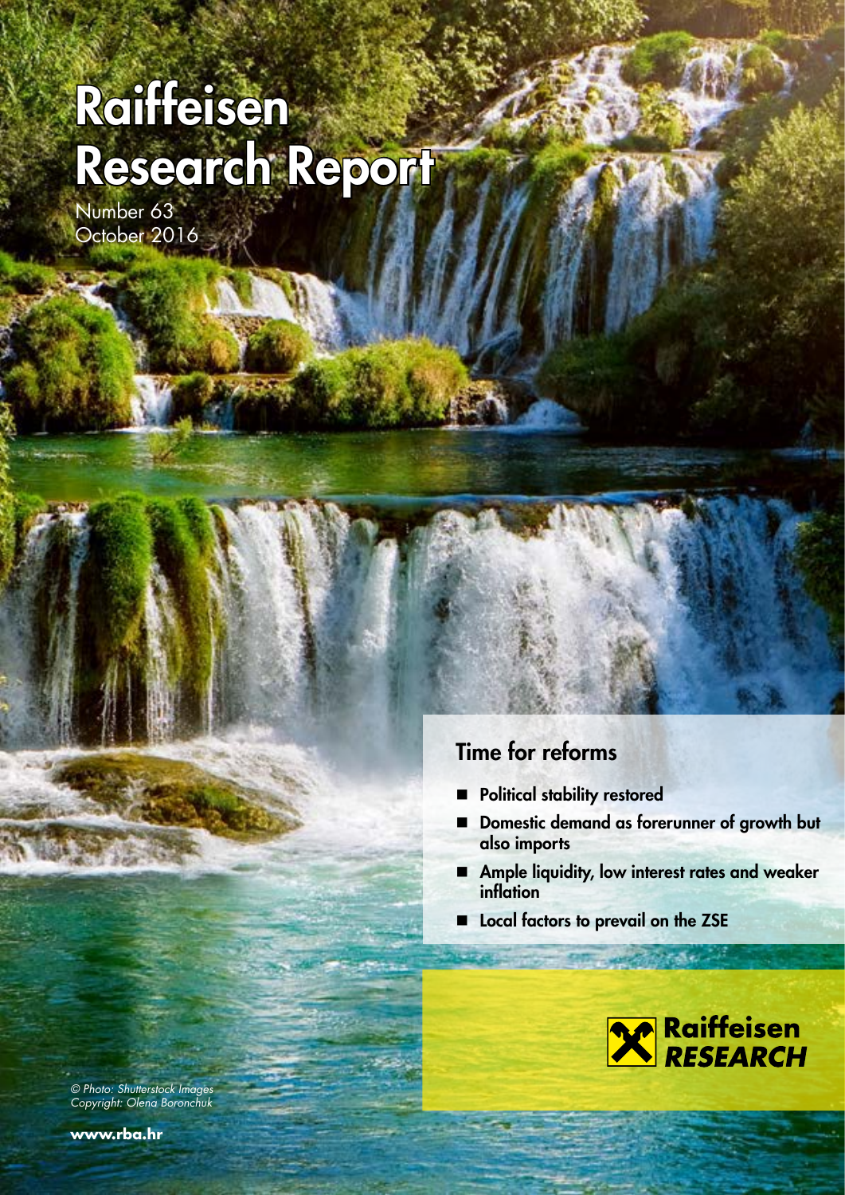# Raiffeisen Research Report

Number 63
October 2016

## Time for reforms

- Political stability restored
- Domestic demand as forerunner of growth but also imports
- Ample liquidity, low interest rates and weaker inflation
- Local factors to prevail on the ZSE

Raiffeisen RESEARCH

*© Photo: Shutterstock Images*
*Copyright: Olena Boronchuk*

**www.rba.hr**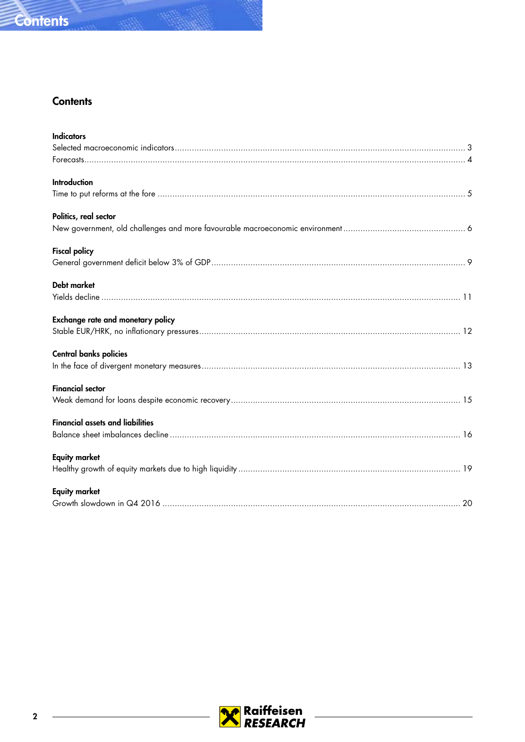# Contents

**Indicators**

Selected macroeconomic indicators ..... 3

Forecasts ..... 4

**Introduction**

Time to put reforms at the fore ..... 5

**Politics, real sector**

New government, old challenges and more favourable macroeconomic environment ..... 6

**Fiscal policy**

General government deficit below 3% of GDP ..... 9

**Debt market**

Yields decline ..... 11

**Exchange rate and monetary policy**

Stable EUR/HRK, no inflationary pressures ..... 12

**Central banks policies**

In the face of divergent monetary measures ..... 13

**Financial sector**

Weak demand for loans despite economic recovery ..... 15

**Financial assets and liabilities**

Balance sheet imbalances decline ..... 16

**Equity market**

Healthy growth of equity markets due to high liquidity ..... 19

**Equity market**

Growth slowdown in Q4 2016 ..... 20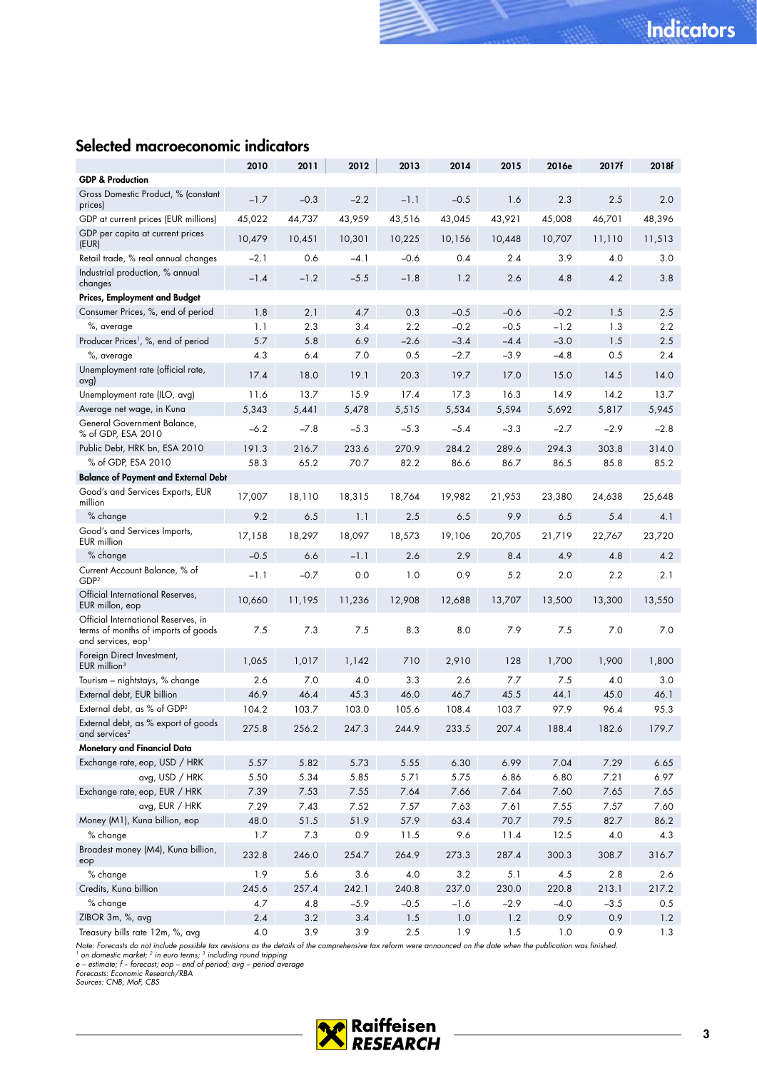## Selected macroeconomic indicators

| | 2010 | 2011 | 2012 | 2013 | 2014 | 2015 | 2016e | 2017f | 2018f |
|---|---|---|---|---|---|---|---|---|---|
| **GDP & Production** | | | | | | | | | |
| Gross Domestic Product, % (constant prices) | –1.7 | –0.3 | –2.2 | –1.1 | –0.5 | 1.6 | 2.3 | 2.5 | 2.0 |
| GDP at current prices (EUR millions) | 45,022 | 44,737 | 43,959 | 43,516 | 43,045 | 43,921 | 45,008 | 46,701 | 48,396 |
| GDP per capita at current prices (EUR) | 10,479 | 10,451 | 10,301 | 10,225 | 10,156 | 10,448 | 10,707 | 11,110 | 11,513 |
| Retail trade, % real annual changes | –2.1 | 0.6 | –4.1 | –0.6 | 0.4 | 2.4 | 3.9 | 4.0 | 3.0 |
| Industrial production, % annual changes | –1.4 | –1.2 | –5.5 | –1.8 | 1.2 | 2.6 | 4.8 | 4.2 | 3.8 |
| **Prices, Employment and Budget** | | | | | | | | | |
| Consumer Prices, %, end of period | 1.8 | 2.1 | 4.7 | 0.3 | –0.5 | –0.6 | –0.2 | 1.5 | 2.5 |
| %, average | 1.1 | 2.3 | 3.4 | 2.2 | –0.2 | –0.5 | –1.2 | 1.3 | 2.2 |
| Producer Prices[1], %, end of period | 5.7 | 5.8 | 6.9 | –2.6 | –3.4 | –4.4 | –3.0 | 1.5 | 2.5 |
| %, average | 4.3 | 6.4 | 7.0 | 0.5 | –2.7 | –3.9 | –4.8 | 0.5 | 2.4 |
| Unemployment rate (official rate, avg) | 17.4 | 18.0 | 19.1 | 20.3 | 19.7 | 17.0 | 15.0 | 14.5 | 14.0 |
| Unemployment rate (ILO, avg) | 11.6 | 13.7 | 15.9 | 17.4 | 17.3 | 16.3 | 14.9 | 14.2 | 13.7 |
| Average net wage, in Kuna | 5,343 | 5,441 | 5,478 | 5,515 | 5,534 | 5,594 | 5,692 | 5,817 | 5,945 |
| General Government Balance, % of GDP, ESA 2010 | –6.2 | –7.8 | –5.3 | –5.3 | –5.4 | –3.3 | –2.7 | –2.9 | –2.8 |
| Public Debt, HRK bn, ESA 2010 | 191.3 | 216.7 | 233.6 | 270.9 | 284.2 | 289.6 | 294.3 | 303.8 | 314.0 |
| % of GDP, ESA 2010 | 58.3 | 65.2 | 70.7 | 82.2 | 86.6 | 86.7 | 86.5 | 85.8 | 85.2 |
| **Balance of Payment and External Debt** | | | | | | | | | |
| Good's and Services Exports, EUR million | 17,007 | 18,110 | 18,315 | 18,764 | 19,982 | 21,953 | 23,380 | 24,638 | 25,648 |
| % change | 9.2 | 6.5 | 1.1 | 2.5 | 6.5 | 9.9 | 6.5 | 5.4 | 4.1 |
| Good's and Services Imports, EUR million | 17,158 | 18,297 | 18,097 | 18,573 | 19,106 | 20,705 | 21,719 | 22,767 | 23,720 |
| % change | –0.5 | 6.6 | –1.1 | 2.6 | 2.9 | 8.4 | 4.9 | 4.8 | 4.2 |
| Current Account Balance, % of GDP[2] | –1.1 | –0.7 | 0.0 | 1.0 | 0.9 | 5.2 | 2.0 | 2.2 | 2.1 |
| Official International Reserves, EUR millon, eop | 10,660 | 11,195 | 11,236 | 12,908 | 12,688 | 13,707 | 13,500 | 13,300 | 13,550 |
| Official International Reserves, in terms of months of imports of goods and services, eop[1] | 7.5 | 7.3 | 7.5 | 8.3 | 8.0 | 7.9 | 7.5 | 7.0 | 7.0 |
| Foreign Direct Investment, EUR million[3] | 1,065 | 1,017 | 1,142 | 710 | 2,910 | 128 | 1,700 | 1,900 | 1,800 |
| Tourism – nightstays, % change | 2.6 | 7.0 | 4.0 | 3.3 | 2.6 | 7.7 | 7.5 | 4.0 | 3.0 |
| External debt, EUR billion | 46.9 | 46.4 | 45.3 | 46.0 | 46.7 | 45.5 | 44.1 | 45.0 | 46.1 |
| External debt, as % of GDP[2] | 104.2 | 103.7 | 103.0 | 105.6 | 108.4 | 103.7 | 97.9 | 96.4 | 95.3 |
| External debt, as % export of goods and services[2] | 275.8 | 256.2 | 247.3 | 244.9 | 233.5 | 207.4 | 188.4 | 182.6 | 179.7 |
| **Monetary and Financial Data** | | | | | | | | | |
| Exchange rate, eop, USD / HRK | 5.57 | 5.82 | 5.73 | 5.55 | 6.30 | 6.99 | 7.04 | 7.29 | 6.65 |
| avg, USD / HRK | 5.50 | 5.34 | 5.85 | 5.71 | 5.75 | 6.86 | 6.80 | 7.21 | 6.97 |
| Exchange rate, eop, EUR / HRK | 7.39 | 7.53 | 7.55 | 7.64 | 7.66 | 7.64 | 7.60 | 7.65 | 7.65 |
| avg, EUR / HRK | 7.29 | 7.43 | 7.52 | 7.57 | 7.63 | 7.61 | 7.55 | 7.57 | 7.60 |
| Money (M1), Kuna billion, eop | 48.0 | 51.5 | 51.9 | 57.9 | 63.4 | 70.7 | 79.5 | 82.7 | 86.2 |
| % change | 1.7 | 7.3 | 0.9 | 11.5 | 9.6 | 11.4 | 12.5 | 4.0 | 4.3 |
| Broadest money (M4), Kuna billion, eop | 232.8 | 246.0 | 254.7 | 264.9 | 273.3 | 287.4 | 300.3 | 308.7 | 316.7 |
| % change | 1.9 | 5.6 | 3.6 | 4.0 | 3.2 | 5.1 | 4.5 | 2.8 | 2.6 |
| Credits, Kuna billion | 245.6 | 257.4 | 242.1 | 240.8 | 237.0 | 230.0 | 220.8 | 213.1 | 217.2 |
| % change | 4.7 | 4.8 | –5.9 | –0.5 | –1.6 | –2.9 | –4.0 | –3.5 | 0.5 |
| ZIBOR 3m, %, avg | 2.4 | 3.2 | 3.4 | 1.5 | 1.0 | 1.2 | 0.9 | 0.9 | 1.2 |
| Treasury bills rate 12m, %, avg | 4.0 | 3.9 | 3.9 | 2.5 | 1.9 | 1.5 | 1.0 | 0.9 | 1.3 |

*Note: Forecasts do not include possible tax revisions as the details of the comprehensive tax reform were announced on the date when the publication was finished.*
*[1] on domestic market; [2] in euro terms; [3] including round tripping*
*e – estimate; f – forecast; eop – end of period; avg – period average*
*Forecasts: Economic Research/RBA*
*Sources: CNB, MoF, CBS*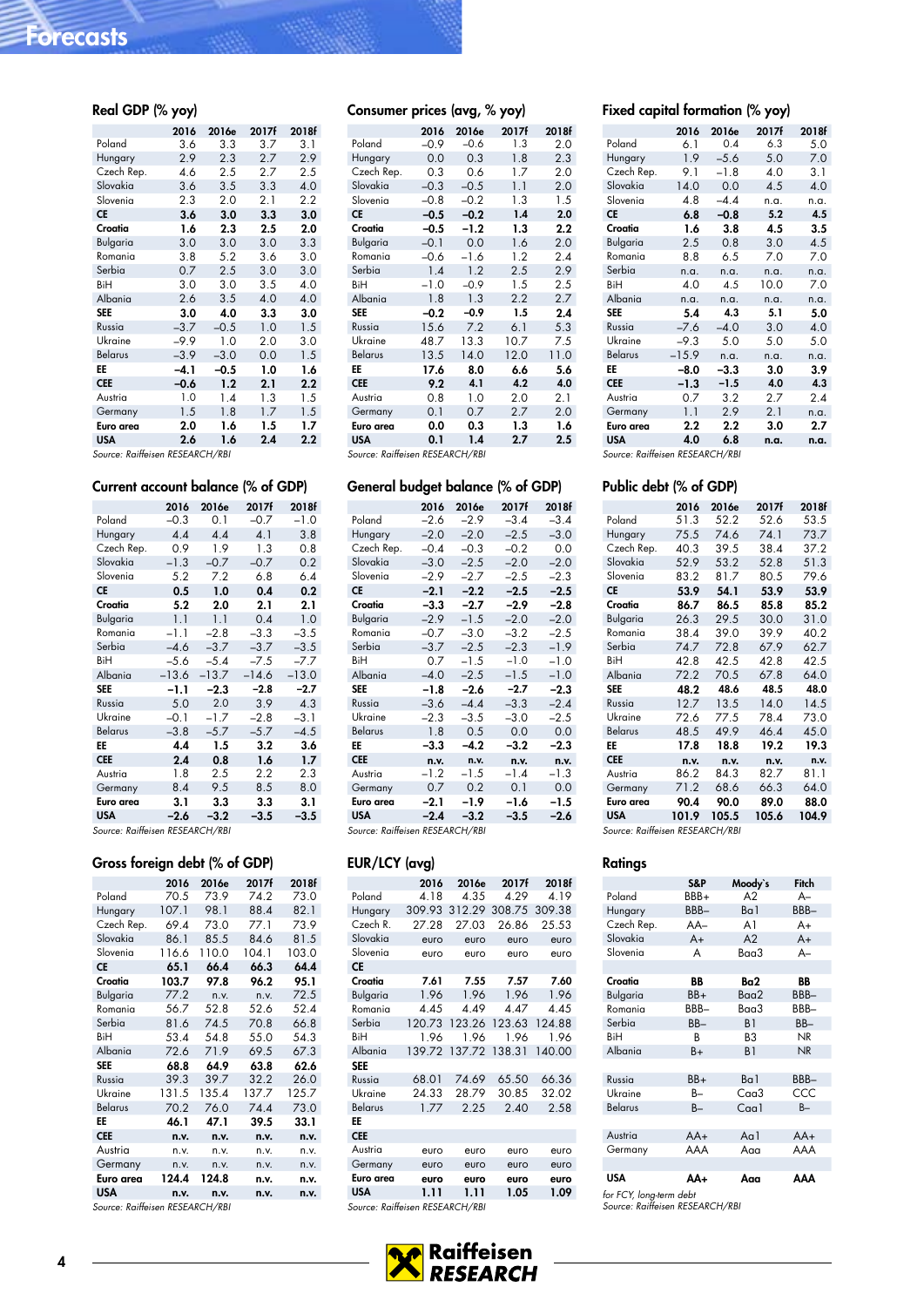# Forecasts

### Real GDP (% yoy)

| | 2016 | 2016e | 2017f | 2018f |
|---|---|---|---|---|
| Poland | 3.6 | 3.3 | 3.7 | 3.1 |
| Hungary | 2.9 | 2.3 | 2.7 | 2.9 |
| Czech Rep. | 4.6 | 2.5 | 2.7 | 2.5 |
| Slovakia | 3.6 | 3.5 | 3.3 | 4.0 |
| Slovenia | 2.3 | 2.0 | 2.1 | 2.2 |
| **CE** | **3.6** | **3.0** | **3.3** | **3.0** |
| **Croatia** | **1.6** | **2.3** | **2.5** | **2.0** |
| Bulgaria | 3.0 | 3.0 | 3.0 | 3.3 |
| Romania | 3.8 | 5.2 | 3.6 | 3.0 |
| Serbia | 0.7 | 2.5 | 3.0 | 3.0 |
| BiH | 3.0 | 3.0 | 3.5 | 4.0 |
| Albania | 2.6 | 3.5 | 4.0 | 4.0 |
| **SEE** | **3.0** | **4.0** | **3.3** | **3.0** |
| Russia | –3.7 | –0.5 | 1.0 | 1.5 |
| Ukraine | –9.9 | 1.0 | 2.0 | 3.0 |
| Belarus | –3.9 | –3.0 | 0.0 | 1.5 |
| **EE** | **–4.1** | **–0.5** | **1.0** | **1.6** |
| **CEE** | **–0.6** | **1.2** | **2.1** | **2.2** |
| Austria | 1.0 | 1.4 | 1.3 | 1.5 |
| Germany | 1.5 | 1.8 | 1.7 | 1.5 |
| **Euro area** | **2.0** | **1.6** | **1.5** | **1.7** |
| **USA** | **2.6** | **1.6** | **2.4** | **2.2** |

*Source: Raiffeisen RESEARCH/RBI*

### Consumer prices (avg, % yoy)

| | 2016 | 2016e | 2017f | 2018f |
|---|---|---|---|---|
| Poland | –0.9 | –0.6 | 1.3 | 2.0 |
| Hungary | 0.0 | 0.3 | 1.8 | 2.3 |
| Czech Rep. | 0.3 | 0.6 | 1.7 | 2.0 |
| Slovakia | –0.3 | –0.5 | 1.1 | 2.0 |
| Slovenia | –0.8 | –0.2 | 1.3 | 1.5 |
| **CE** | **–0.5** | **–0.2** | **1.4** | **2.0** |
| **Croatia** | **–0.5** | **–1.2** | **1.3** | **2.2** |
| Bulgaria | –0.1 | 0.0 | 1.6 | 2.0 |
| Romania | –0.6 | –1.6 | 1.2 | 2.4 |
| Serbia | 1.4 | 1.2 | 2.5 | 2.9 |
| BiH | –1.0 | –0.9 | 1.5 | 2.5 |
| Albania | 1.8 | 1.3 | 2.2 | 2.7 |
| **SEE** | **–0.2** | **–0.9** | **1.5** | **2.4** |
| Russia | 15.6 | 7.2 | 6.1 | 5.3 |
| Ukraine | 48.7 | 13.3 | 10.7 | 7.5 |
| Belarus | 13.5 | 14.0 | 12.0 | 11.0 |
| **EE** | **17.6** | **8.0** | **6.6** | **5.6** |
| **CEE** | **9.2** | **4.1** | **4.2** | **4.0** |
| Austria | 0.8 | 1.0 | 2.0 | 2.1 |
| Germany | 0.1 | 0.7 | 2.7 | 2.0 |
| **Euro area** | **0.0** | **0.3** | **1.3** | **1.6** |
| **USA** | **0.1** | **1.4** | **2.7** | **2.5** |

*Source: Raiffeisen RESEARCH/RBI*

### Fixed capital formation (% yoy)

| | 2016 | 2016e | 2017f | 2018f |
|---|---|---|---|---|
| Poland | 6.1 | 0.4 | 6.3 | 5.0 |
| Hungary | 1.9 | –5.6 | 5.0 | 7.0 |
| Czech Rep. | 9.1 | –1.8 | 4.0 | 3.1 |
| Slovakia | 14.0 | 0.0 | 4.5 | 4.0 |
| Slovenia | 4.8 | –4.4 | n.a. | n.a. |
| **CE** | **6.8** | **–0.8** | **5.2** | **4.5** |
| **Croatia** | **1.6** | **3.8** | **4.5** | **3.5** |
| Bulgaria | 2.5 | 0.8 | 3.0 | 4.5 |
| Romania | 8.8 | 6.5 | 7.0 | 7.0 |
| Serbia | n.a. | n.a. | n.a. | n.a. |
| BiH | 4.0 | 4.5 | 10.0 | 7.0 |
| Albania | n.a. | n.a. | n.a. | n.a. |
| **SEE** | **5.4** | **4.3** | **5.1** | **5.0** |
| Russia | –7.6 | –4.0 | 3.0 | 4.0 |
| Ukraine | –9.3 | 5.0 | 5.0 | 5.0 |
| Belarus | –15.9 | n.a. | n.a. | n.a. |
| **EE** | **–8.0** | **–3.3** | **3.0** | **3.9** |
| **CEE** | **–1.3** | **–1.5** | **4.0** | **4.3** |
| Austria | 0.7 | 3.2 | 2.7 | 2.4 |
| Germany | 1.1 | 2.9 | 2.1 | n.a. |
| **Euro area** | **2.2** | **2.2** | **3.0** | **2.7** |
| **USA** | **4.0** | **6.8** | **n.a.** | **n.a.** |

*Source: Raiffeisen RESEARCH/RBI*

### Current account balance (% of GDP)

| | 2016 | 2016e | 2017f | 2018f |
|---|---|---|---|---|
| Poland | –0.3 | 0.1 | –0.7 | –1.0 |
| Hungary | 4.4 | 4.4 | 4.1 | 3.8 |
| Czech Rep. | 0.9 | 1.9 | 1.3 | 0.8 |
| Slovakia | –1.3 | –0.7 | –0.7 | 0.2 |
| Slovenia | 5.2 | 7.2 | 6.8 | 6.4 |
| **CE** | **0.5** | **1.0** | **0.4** | **0.2** |
| **Croatia** | **5.2** | **2.0** | **2.1** | **2.1** |
| Bulgaria | 1.1 | 1.1 | 0.4 | 1.0 |
| Romania | –1.1 | –2.8 | –3.3 | –3.5 |
| Serbia | –4.6 | –3.7 | –3.7 | –3.5 |
| BiH | –5.6 | –5.4 | –7.5 | –7.7 |
| Albania | –13.6 | –13.7 | –14.6 | –13.0 |
| **SEE** | **–1.1** | **–2.3** | **–2.8** | **–2.7** |
| Russia | 5.0 | 2.0 | 3.9 | 4.3 |
| Ukraine | –0.1 | –1.7 | –2.8 | –3.1 |
| Belarus | –3.8 | –5.7 | –5.7 | –4.5 |
| **EE** | **4.4** | **1.5** | **3.2** | **3.6** |
| **CEE** | **2.4** | **0.8** | **1.6** | **1.7** |
| Austria | 1.8 | 2.5 | 2.2 | 2.3 |
| Germany | 8.4 | 9.5 | 8.5 | 8.0 |
| **Euro area** | **3.1** | **3.3** | **3.3** | **3.1** |
| **USA** | **–2.6** | **–3.2** | **–3.5** | **–3.5** |

*Source: Raiffeisen RESEARCH/RBI*

### General budget balance (% of GDP)

| | 2016 | 2016e | 2017f | 2018f |
|---|---|---|---|---|
| Poland | –2.6 | –2.9 | –3.4 | –3.4 |
| Hungary | –2.0 | –2.0 | –2.5 | –3.0 |
| Czech Rep. | –0.4 | –0.3 | –0.2 | 0.0 |
| Slovakia | –3.0 | –2.5 | –2.0 | –2.0 |
| Slovenia | –2.9 | –2.7 | –2.5 | –2.3 |
| **CE** | **–2.1** | **–2.2** | **–2.5** | **–2.5** |
| **Croatia** | **–3.3** | **–2.7** | **–2.9** | **–2.8** |
| Bulgaria | –2.9 | –1.5 | –2.0 | –2.0 |
| Romania | –0.7 | –3.0 | –3.2 | –2.5 |
| Serbia | –3.7 | –2.5 | –2.3 | –1.9 |
| BiH | 0.7 | –1.5 | –1.0 | –1.0 |
| Albania | –4.0 | –2.5 | –1.5 | –1.0 |
| **SEE** | **–1.8** | **–2.6** | **–2.7** | **–2.3** |
| Russia | –3.6 | –4.4 | –3.3 | –2.4 |
| Ukraine | –2.3 | –3.5 | –3.0 | –2.5 |
| Belarus | 1.8 | 0.5 | 0.0 | 0.0 |
| **EE** | **–3.3** | **–4.2** | **–3.2** | **–2.3** |
| **CEE** | **n.v.** | **n.v.** | **n.v.** | **n.v.** |
| Austria | –1.2 | –1.5 | –1.4 | –1.3 |
| Germany | 0.7 | 0.2 | 0.1 | 0.0 |
| **Euro area** | **–2.1** | **–1.9** | **–1.6** | **–1.5** |
| **USA** | **–2.4** | **–3.2** | **–3.5** | **–2.6** |

*Source: Raiffeisen RESEARCH/RBI*

### Public debt (% of GDP)

| | 2016 | 2016e | 2017f | 2018f |
|---|---|---|---|---|
| Poland | 51.3 | 52.2 | 52.6 | 53.5 |
| Hungary | 75.5 | 74.6 | 74.1 | 73.7 |
| Czech Rep. | 40.3 | 39.5 | 38.4 | 37.2 |
| Slovakia | 52.9 | 53.2 | 52.8 | 51.3 |
| Slovenia | 83.2 | 81.7 | 80.5 | 79.6 |
| **CE** | **53.9** | **54.1** | **53.9** | **53.9** |
| **Croatia** | **86.7** | **86.5** | **85.8** | **85.2** |
| Bulgaria | 26.3 | 29.5 | 30.0 | 31.0 |
| Romania | 38.4 | 39.0 | 39.9 | 40.2 |
| Serbia | 74.7 | 72.8 | 67.9 | 62.7 |
| BiH | 42.8 | 42.5 | 42.8 | 42.5 |
| Albania | 72.2 | 70.5 | 67.8 | 64.0 |
| **SEE** | **48.2** | **48.6** | **48.5** | **48.0** |
| Russia | 12.7 | 13.5 | 14.0 | 14.5 |
| Ukraine | 72.6 | 77.5 | 78.4 | 73.0 |
| Belarus | 48.5 | 49.9 | 46.4 | 45.0 |
| **EE** | **17.8** | **18.8** | **19.2** | **19.3** |
| **CEE** | **n.v.** | **n.v.** | **n.v.** | **n.v.** |
| Austria | 86.2 | 84.3 | 82.7 | 81.1 |
| Germany | 71.2 | 68.6 | 66.3 | 64.0 |
| **Euro area** | **90.4** | **90.0** | **89.0** | **88.0** |
| **USA** | **101.9** | **105.5** | **105.6** | **104.9** |

*Source: Raiffeisen RESEARCH/RBI*

### Gross foreign debt (% of GDP)

| | 2016 | 2016e | 2017f | 2018f |
|---|---|---|---|---|
| Poland | 70.5 | 73.9 | 74.2 | 73.0 |
| Hungary | 107.1 | 98.1 | 88.4 | 82.1 |
| Czech Rep. | 69.4 | 73.0 | 77.1 | 73.9 |
| Slovakia | 86.1 | 85.5 | 84.6 | 81.5 |
| Slovenia | 116.6 | 110.0 | 104.1 | 103.0 |
| **CE** | **65.1** | **66.4** | **66.3** | **64.4** |
| **Croatia** | **103.7** | **97.8** | **96.2** | **95.1** |
| Bulgaria | 77.2 | n.v. | n.v. | 72.5 |
| Romania | 56.7 | 52.8 | 52.6 | 52.4 |
| Serbia | 81.6 | 74.5 | 70.8 | 66.8 |
| BiH | 53.4 | 54.8 | 55.0 | 54.3 |
| Albania | 72.6 | 71.9 | 69.5 | 67.3 |
| **SEE** | **68.8** | **64.9** | **63.8** | **62.6** |
| Russia | 39.3 | 39.7 | 32.2 | 26.0 |
| Ukraine | 131.5 | 135.4 | 137.7 | 125.7 |
| Belarus | 70.2 | 76.0 | 74.4 | 73.0 |
| **EE** | **46.1** | **47.1** | **39.5** | **33.1** |
| **CEE** | **n.v.** | **n.v.** | **n.v.** | **n.v.** |
| Austria | n.v. | n.v. | n.v. | n.v. |
| Germany | n.v. | n.v. | n.v. | n.v. |
| **Euro area** | **124.4** | **124.8** | **n.v.** | **n.v.** |
| **USA** | **n.v.** | **n.v.** | **n.v.** | **n.v.** |

*Source: Raiffeisen RESEARCH/RBI*

### EUR/LCY (avg)

| | 2016 | 2016e | 2017f | 2018f |
|---|---|---|---|---|
| Poland | 4.18 | 4.35 | 4.29 | 4.19 |
| Hungary | 309.93 | 312.29 | 308.75 | 309.38 |
| Czech R. | 27.28 | 27.03 | 26.86 | 25.53 |
| Slovakia | euro | euro | euro | euro |
| Slovenia | euro | euro | euro | euro |
| **CE** | | | | |
| **Croatia** | **7.61** | **7.55** | **7.57** | **7.60** |
| Bulgaria | 1.96 | 1.96 | 1.96 | 1.96 |
| Romania | 4.45 | 4.49 | 4.47 | 4.45 |
| Serbia | 120.73 | 123.26 | 123.63 | 124.88 |
| BiH | 1.96 | 1.96 | 1.96 | 1.96 |
| Albania | 139.72 | 137.72 | 138.31 | 140.00 |
| **SEE** | | | | |
| Russia | 68.01 | 74.69 | 65.50 | 66.36 |
| Ukraine | 24.33 | 28.79 | 30.85 | 32.02 |
| Belarus | 1.77 | 2.25 | 2.40 | 2.58 |
| **EE** | | | | |
| **CEE** | | | | |
| Austria | euro | euro | euro | euro |
| Germany | euro | euro | euro | euro |
| **Euro area** | **euro** | **euro** | **euro** | **euro** |
| **USA** | **1.11** | **1.11** | **1.05** | **1.09** |

*Source: Raiffeisen RESEARCH/RBI*

### Ratings

| | S&P | Moody's | Fitch |
|---|---|---|---|
| Poland | BBB+ | A2 | A– |
| Hungary | BBB– | Ba1 | BBB– |
| Czech Rep. | AA– | A1 | A+ |
| Slovakia | A+ | A2 | A+ |
| Slovenia | A | Baa3 | A– |
| | | | |
| **Croatia** | **BB** | **Ba2** | **BB** |
| Bulgaria | BB+ | Baa2 | BBB– |
| Romania | BBB– | Baa3 | BBB– |
| Serbia | BB– | B1 | BB– |
| BiH | B | B3 | NR |
| Albania | B+ | B1 | NR |
| | | | |
| Russia | BB+ | Ba1 | BBB– |
| Ukraine | B– | Caa3 | CCC |
| Belarus | B– | Caa1 | B– |
| | | | |
| Austria | AA+ | Aa1 | AA+ |
| Germany | AAA | Aaa | AAA |
| | | | |
| **USA** | **AA+** | **Aaa** | **AAA** |

*for FCY, long-term debt*
*Source: Raiffeisen RESEARCH/RBI*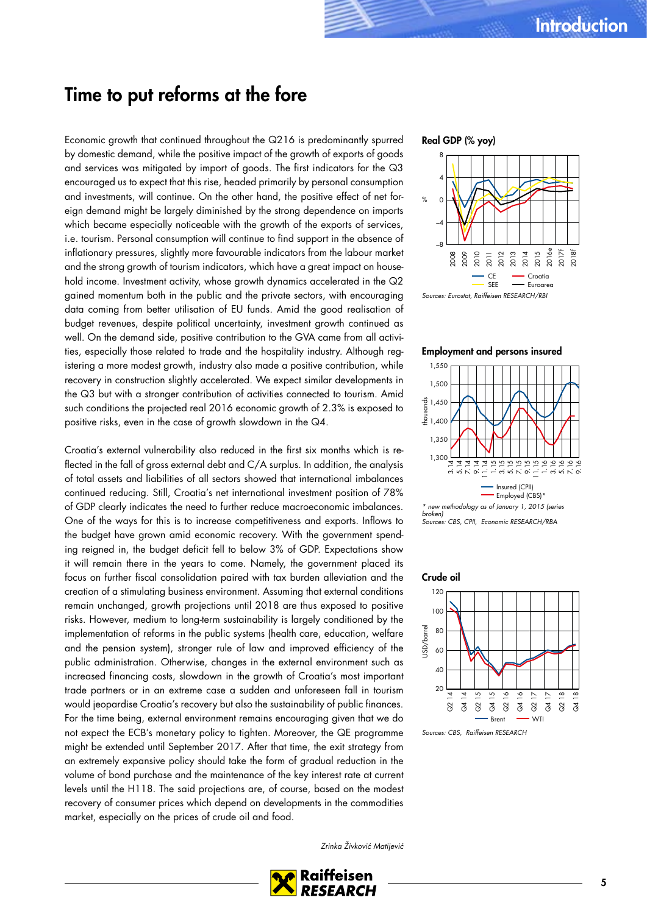# Time to put reforms at the fore

Economic growth that continued throughout the Q216 is predominantly spurred by domestic demand, while the positive impact of the growth of exports of goods and services was mitigated by import of goods. The first indicators for the Q3 encouraged us to expect that this rise, headed primarily by personal consumption and investments, will continue. On the other hand, the positive effect of net foreign demand might be largely diminished by the strong dependence on imports which became especially noticeable with the growth of the exports of services, i.e. tourism. Personal consumption will continue to find support in the absence of inflationary pressures, slightly more favourable indicators from the labour market and the strong growth of tourism indicators, which have a great impact on household income. Investment activity, whose growth dynamics accelerated in the Q2 gained momentum both in the public and the private sectors, with encouraging data coming from better utilisation of EU funds. Amid the good realisation of budget revenues, despite political uncertainty, investment growth continued as well. On the demand side, positive contribution to the GVA came from all activities, especially those related to trade and the hospitality industry. Although registering a more modest growth, industry also made a positive contribution, while recovery in construction slightly accelerated. We expect similar developments in the Q3 but with a stronger contribution of activities connected to tourism. Amid such conditions the projected real 2016 economic growth of 2.3% is exposed to positive risks, even in the case of growth slowdown in the Q4.

Croatia's external vulnerability also reduced in the first six months which is reflected in the fall of gross external debt and C/A surplus. In addition, the analysis of total assets and liabilities of all sectors showed that international imbalances continued reducing. Still, Croatia's net international investment position of 78% of GDP clearly indicates the need to further reduce macroeconomic imbalances. One of the ways for this is to increase competitiveness and exports. Inflows to the budget have grown amid economic recovery. With the government spending reigned in, the budget deficit fell to below 3% of GDP. Expectations show it will remain there in the years to come. Namely, the government placed its focus on further fiscal consolidation paired with tax burden alleviation and the creation of a stimulating business environment. Assuming that external conditions remain unchanged, growth projections until 2018 are thus exposed to positive risks. However, medium to long-term sustainability is largely conditioned by the implementation of reforms in the public systems (health care, education, welfare and the pension system), stronger rule of law and improved efficiency of the public administration. Otherwise, changes in the external environment such as increased financing costs, slowdown in the growth of Croatia's most important trade partners or in an extreme case a sudden and unforeseen fall in tourism would jeopardise Croatia's recovery but also the sustainability of public finances. For the time being, external environment remains encouraging given that we do not expect the ECB's monetary policy to tighten. Moreover, the QE programme might be extended until September 2017. After that time, the exit strategy from an extremely expansive policy should take the form of gradual reduction in the volume of bond purchase and the maintenance of the key interest rate at current levels until the H118. The said projections are, of course, based on the modest recovery of consumer prices which depend on developments in the commodities market, especially on the prices of crude oil and food.

*Zrinka Živković Matijević*

**Real GDP (% yoy)**

*Sources: Eurostat, Raiffeisen RESEARCH/RBI*

**Employment and persons insured**

*\* new methodology as of January 1, 2015 (series broken)*
*Sources: CBS, CPII, Economic RESEARCH/RBA*

**Crude oil**

*Sources: CBS, Raiffeisen RESEARCH*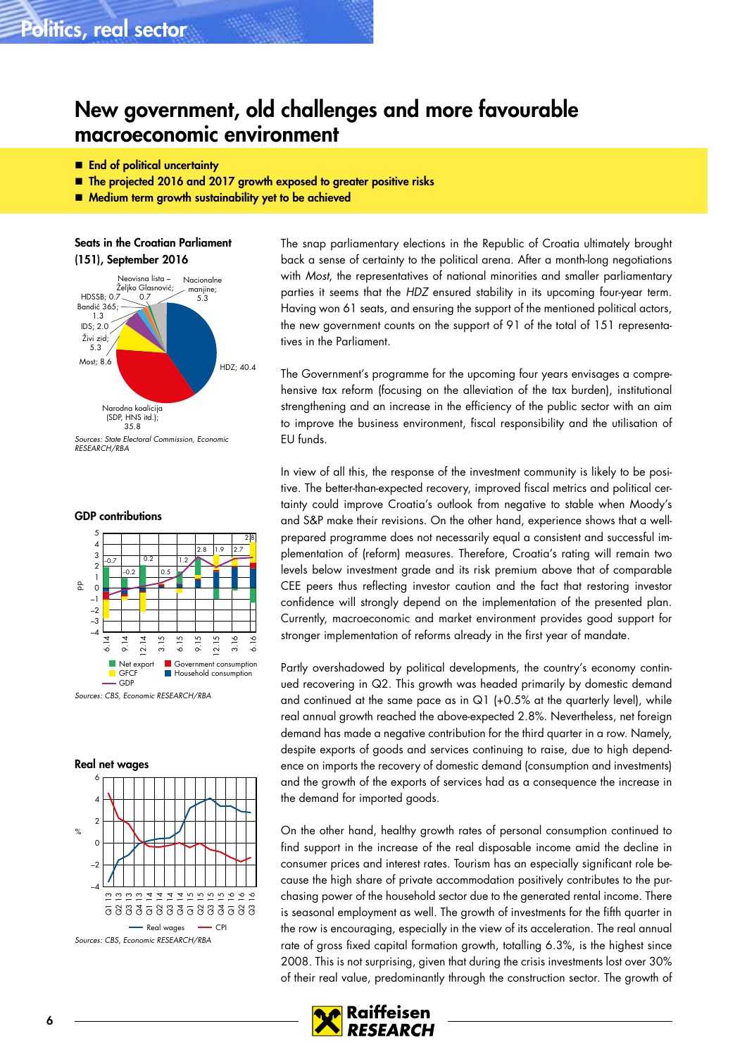# New government, old challenges and more favourable macroeconomic environment

- **End of political uncertainty**
- **The projected 2016 and 2017 growth exposed to greater positive risks**
- **Medium term growth sustainability yet to be achieved**

**Seats in the Croatian Parliament (151), September 2016**

*Sources: State Electoral Commission, Economic RESEARCH/RBA*

**GDP contributions**

*Sources: CBS, Economic RESEARCH/RBA*

**Real net wages**

*Sources: CBS, Economic RESEARCH/RBA*

The snap parliamentary elections in the Republic of Croatia ultimately brought back a sense of certainty to the political arena. After a month-long negotiations with *Most*, the representatives of national minorities and smaller parliamentary parties it seems that the *HDZ* ensured stability in its upcoming four-year term. Having won 61 seats, and ensuring the support of the mentioned political actors, the new government counts on the support of 91 of the total of 151 representatives in the Parliament.

The Government's programme for the upcoming four years envisages a comprehensive tax reform (focusing on the alleviation of the tax burden), institutional strengthening and an increase in the efficiency of the public sector with an aim to improve the business environment, fiscal responsibility and the utilisation of EU funds.

In view of all this, the response of the investment community is likely to be positive. The better-than-expected recovery, improved fiscal metrics and political certainty could improve Croatia's outlook from negative to stable when Moody's and S&P make their revisions. On the other hand, experience shows that a well-prepared programme does not necessarily equal a consistent and successful implementation of (reform) measures. Therefore, Croatia's rating will remain two levels below investment grade and its risk premium above that of comparable CEE peers thus reflecting investor caution and the fact that restoring investor confidence will strongly depend on the implementation of the presented plan. Currently, macroeconomic and market environment provides good support for stronger implementation of reforms already in the first year of mandate.

Partly overshadowed by political developments, the country's economy continued recovering in Q2. This growth was headed primarily by domestic demand and continued at the same pace as in Q1 (+0.5% at the quarterly level), while real annual growth reached the above-expected 2.8%. Nevertheless, net foreign demand has made a negative contribution for the third quarter in a row. Namely, despite exports of goods and services continuing to raise, due to high dependence on imports the recovery of domestic demand (consumption and investments) and the growth of the exports of services had as a consequence the increase in the demand for imported goods.

On the other hand, healthy growth rates of personal consumption continued to find support in the increase of the real disposable income amid the decline in consumer prices and interest rates. Tourism has an especially significant role because the high share of private accommodation positively contributes to the purchasing power of the household sector due to the generated rental income. There is seasonal employment as well. The growth of investments for the fifth quarter in the row is encouraging, especially in the view of its acceleration. The real annual rate of gross fixed capital formation growth, totalling 6.3%, is the highest since 2008. This is not surprising, given that during the crisis investments lost over 30% of their real value, predominantly through the construction sector. The growth of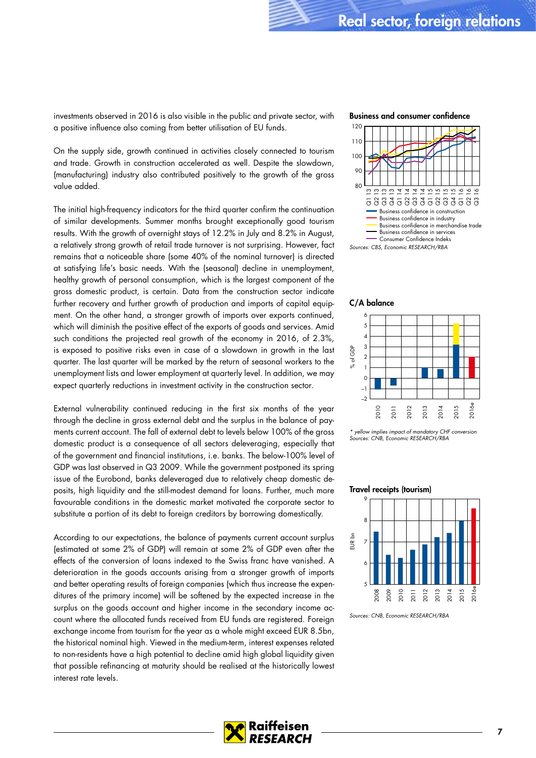investments observed in 2016 is also visible in the public and private sector, with a positive influence also coming from better utilisation of EU funds.

On the supply side, growth continued in activities closely connected to tourism and trade. Growth in construction accelerated as well. Despite the slowdown, (manufacturing) industry also contributed positively to the growth of the gross value added.

The initial high-frequency indicators for the third quarter confirm the continuation of similar developments. Summer months brought exceptionally good tourism results. With the growth of overnight stays of 12.2% in July and 8.2% in August, a relatively strong growth of retail trade turnover is not surprising. However, fact remains that a noticeable share (some 40% of the nominal turnover) is directed at satisfying life's basic needs. With the (seasonal) decline in unemployment, healthy growth of personal consumption, which is the largest component of the gross domestic product, is certain. Data from the construction sector indicate further recovery and further growth of production and imports of capital equipment. On the other hand, a stronger growth of imports over exports continued, which will diminish the positive effect of the exports of goods and services. Amid such conditions the projected real growth of the economy in 2016, of 2.3%, is exposed to positive risks even in case of a slowdown in growth in the last quarter. The last quarter will be marked by the return of seasonal workers to the unemployment lists and lower employment at quarterly level. In addition, we may expect quarterly reductions in investment activity in the construction sector.

External vulnerability continued reducing in the first six months of the year through the decline in gross external debt and the surplus in the balance of payments current account. The fall of external debt to levels below 100% of the gross domestic product is a consequence of all sectors deleveraging, especially that of the government and financial institutions, i.e. banks. The below-100% level of GDP was last observed in Q3 2009. While the government postponed its spring issue of the Eurobond, banks deleveraged due to relatively cheap domestic deposits, high liquidity and the still-modest demand for loans. Further, much more favourable conditions in the domestic market motivated the corporate sector to substitute a portion of its debt to foreign creditors by borrowing domestically.

According to our expectations, the balance of payments current account surplus (estimated at some 2% of GDP) will remain at some 2% of GDP even after the effects of the conversion of loans indexed to the Swiss franc have vanished. A deterioration in the goods accounts arising from a stronger growth of imports and better operating results of foreign companies (which thus increase the expenditures of the primary income) will be softened by the expected increase in the surplus on the goods account and higher income in the secondary income account where the allocated funds received from EU funds are registered. Foreign exchange income from tourism for the year as a whole might exceed EUR 8.5bn, the historical nominal high. Viewed in the medium-term, interest expenses related to non-residents have a high potential to decline amid high global liquidity given that possible refinancing at maturity should be realised at the historically lowest interest rate levels.

**Business and consumer confidence**

Legend: Business confidence in construction; Business confidence in industry; Business confidence in merchandise trade; Business confidence in services; Consumer Confidence Indeks

*Sources: CBS, Economic RESEARCH/RBA*

**C/A balance**

*\* yellow implies impact of mandatory CHF conversion*
*Sources: CNB, Economic RESEARCH/RBA*

**Travel receipts (tourism)**

*Sources: CNB, Economic RESEARCH/RBA*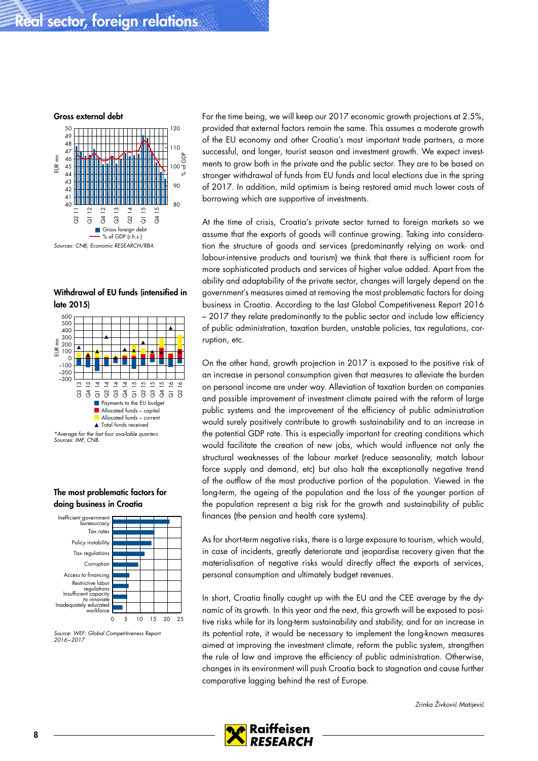## Real sector, foreign relations

**Gross external debt**

Sources: CNB, Economic RESEARCH/RBA

**Withdrawal of EU funds (intensified in late 2015)**

*Average for the last four available quarters
Sources: IMF, CNB.

**The most problematic factors for doing business in Croatia**

Source: WEF: Global Competitiveness Report 2016–2017

For the time being, we will keep our 2017 economic growth projections at 2.5%, provided that external factors remain the same. This assumes a moderate growth of the EU economy and other Croatia's most important trade partners, a more successful, and longer, tourist season and investment growth. We expect investments to grow both in the private and the public sector. They are to be based on stronger withdrawal of funds from EU funds and local elections due in the spring of 2017. In addition, mild optimism is being restored amid much lower costs of borrowing which are supportive of investments.

At the time of crisis, Croatia's private sector turned to foreign markets so we assume that the exports of goods will continue growing. Taking into consideration the structure of goods and services (predominantly relying on work- and labour-intensive products and tourism) we think that there is sufficient room for more sophisticated products and services of higher value added. Apart from the ability and adaptability of the private sector, changes will largely depend on the government's measures aimed at removing the most problematic factors for doing business in Croatia. According to the last Global Competitiveness Report 2016 – 2017 they relate predominantly to the public sector and include low efficiency of public administration, taxation burden, unstable policies, tax regulations, corruption, etc.

On the other hand, growth projection in 2017 is exposed to the positive risk of an increase in personal consumption given that measures to alleviate the burden on personal income are under way. Alleviation of taxation burden on companies and possible improvement of investment climate paired with the reform of large public systems and the improvement of the efficiency of public administration would surely positively contribute to growth sustainability and to an increase in the potential GDP rate. This is especially important for creating conditions which would facilitate the creation of new jobs, which would influence not only the structural weaknesses of the labour market (reduce seasonality, match labour force supply and demand, etc) but also halt the exceptionally negative trend of the outflow of the most productive portion of the population. Viewed in the long-term, the ageing of the population and the loss of the younger portion of the population represent a big risk for the growth and sustainability of public finances (the pension and health care systems).

As for short-term negative risks, there is a large exposure to tourism, which would, in case of incidents, greatly deteriorate and jeopardise recovery given that the materialisation of negative risks would directly affect the exports of services, personal consumption and ultimately budget revenues.

In short, Croatia finally caught up with the EU and the CEE average by the dynamic of its growth. In this year and the next, this growth will be exposed to positive risks while for its long-term sustainability and stability, and for an increase in its potential rate, it would be necessary to implement the long-known measures aimed at improving the investment climate, reform the public system, strengthen the rule of law and improve the efficiency of public administration. Otherwise, changes in its environment will push Croatia back to stagnation and cause further comparative lagging behind the rest of Europe.

*Zrinka Živković Matijević*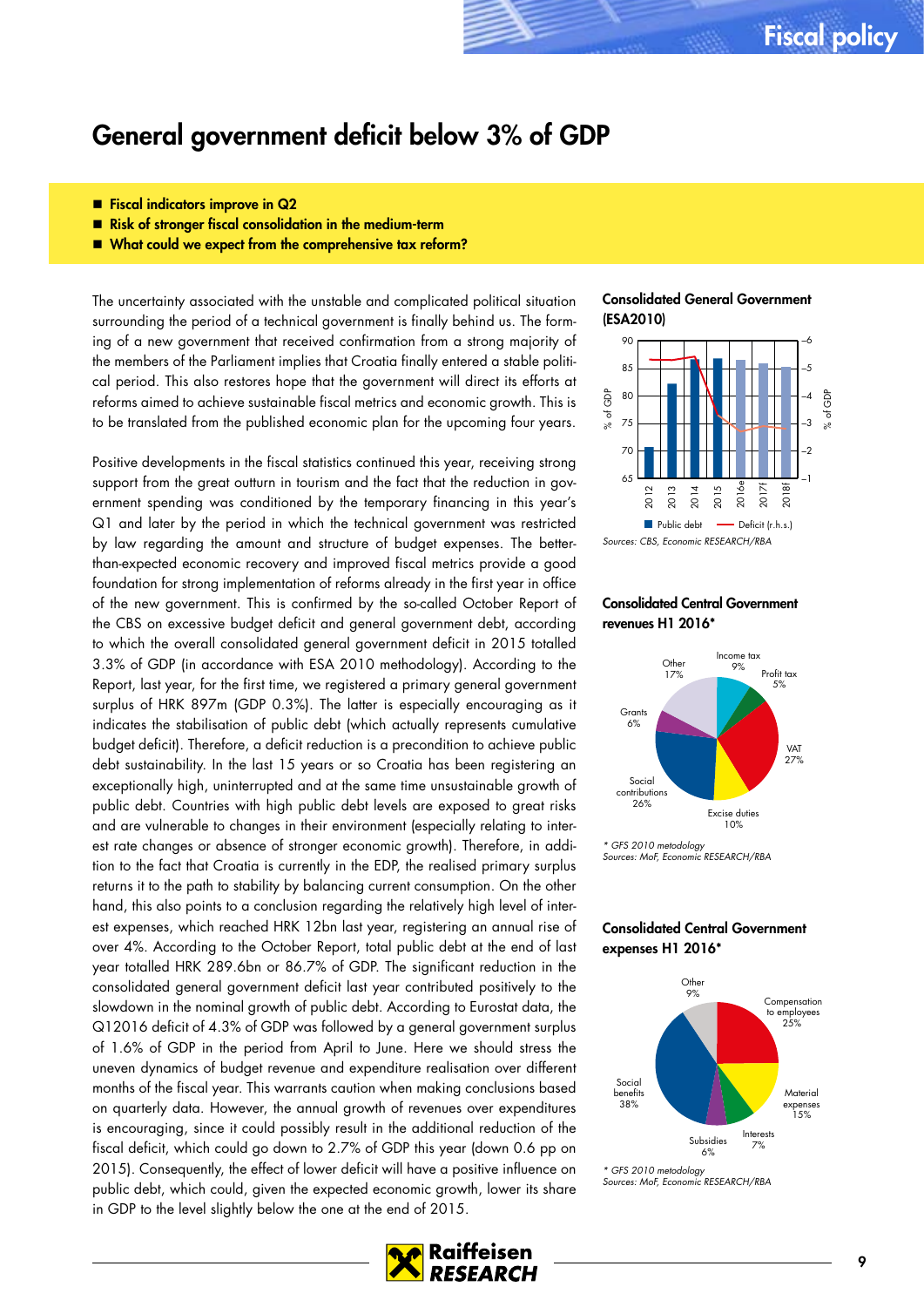# General government deficit below 3% of GDP

- **Fiscal indicators improve in Q2**
- **Risk of stronger fiscal consolidation in the medium-term**
- **What could we expect from the comprehensive tax reform?**

The uncertainty associated with the unstable and complicated political situation surrounding the period of a technical government is finally behind us. The forming of a new government that received confirmation from a strong majority of the members of the Parliament implies that Croatia finally entered a stable political period. This also restores hope that the government will direct its efforts at reforms aimed to achieve sustainable fiscal metrics and economic growth. This is to be translated from the published economic plan for the upcoming four years.

Positive developments in the fiscal statistics continued this year, receiving strong support from the great outturn in tourism and the fact that the reduction in government spending was conditioned by the temporary financing in this year's Q1 and later by the period in which the technical government was restricted by law regarding the amount and structure of budget expenses. The better-than-expected economic recovery and improved fiscal metrics provide a good foundation for strong implementation of reforms already in the first year in office of the new government. This is confirmed by the so-called October Report of the CBS on excessive budget deficit and general government debt, according to which the overall consolidated general government deficit in 2015 totalled 3.3% of GDP (in accordance with ESA 2010 methodology). According to the Report, last year, for the first time, we registered a primary general government surplus of HRK 897m (GDP 0.3%). The latter is especially encouraging as it indicates the stabilisation of public debt (which actually represents cumulative budget deficit). Therefore, a deficit reduction is a precondition to achieve public debt sustainability. In the last 15 years or so Croatia has been registering an exceptionally high, uninterrupted and at the same time unsustainable growth of public debt. Countries with high public debt levels are exposed to great risks and are vulnerable to changes in their environment (especially relating to interest rate changes or absence of stronger economic growth). Therefore, in addition to the fact that Croatia is currently in the EDP, the realised primary surplus returns it to the path to stability by balancing current consumption. On the other hand, this also points to a conclusion regarding the relatively high level of interest expenses, which reached HRK 12bn last year, registering an annual rise of over 4%. According to the October Report, total public debt at the end of last year totalled HRK 289.6bn or 86.7% of GDP. The significant reduction in the consolidated general government deficit last year contributed positively to the slowdown in the nominal growth of public debt. According to Eurostat data, the Q12016 deficit of 4.3% of GDP was followed by a general government surplus of 1.6% of GDP in the period from April to June. Here we should stress the uneven dynamics of budget revenue and expenditure realisation over different months of the fiscal year. This warrants caution when making conclusions based on quarterly data. However, the annual growth of revenues over expenditures is encouraging, since it could possibly result in the additional reduction of the fiscal deficit, which could go down to 2.7% of GDP this year (down 0.6 pp on 2015). Consequently, the effect of lower deficit will have a positive influence on public debt, which could, given the expected economic growth, lower its share in GDP to the level slightly below the one at the end of 2015.

**Consolidated General Government (ESA2010)**

Sources: CBS, Economic RESEARCH/RBA

**Consolidated Central Government revenues H1 2016***

| Category | Share |
|---|---|
| Income tax | 9% |
| Profit tax | 5% |
| VAT | 27% |
| Excise duties | 10% |
| Social contributions | 26% |
| Grants | 6% |
| Other | 17% |

\* GFS 2010 metodology
Sources: MoF, Economic RESEARCH/RBA

**Consolidated Central Government expenses H1 2016***

| Category | Share |
|---|---|
| Compensation to employees | 25% |
| Material expenses | 15% |
| Interests | 7% |
| Subsidies | 6% |
| Social benefits | 38% |
| Other | 9% |

\* GFS 2010 metodology
Sources: MoF, Economic RESEARCH/RBA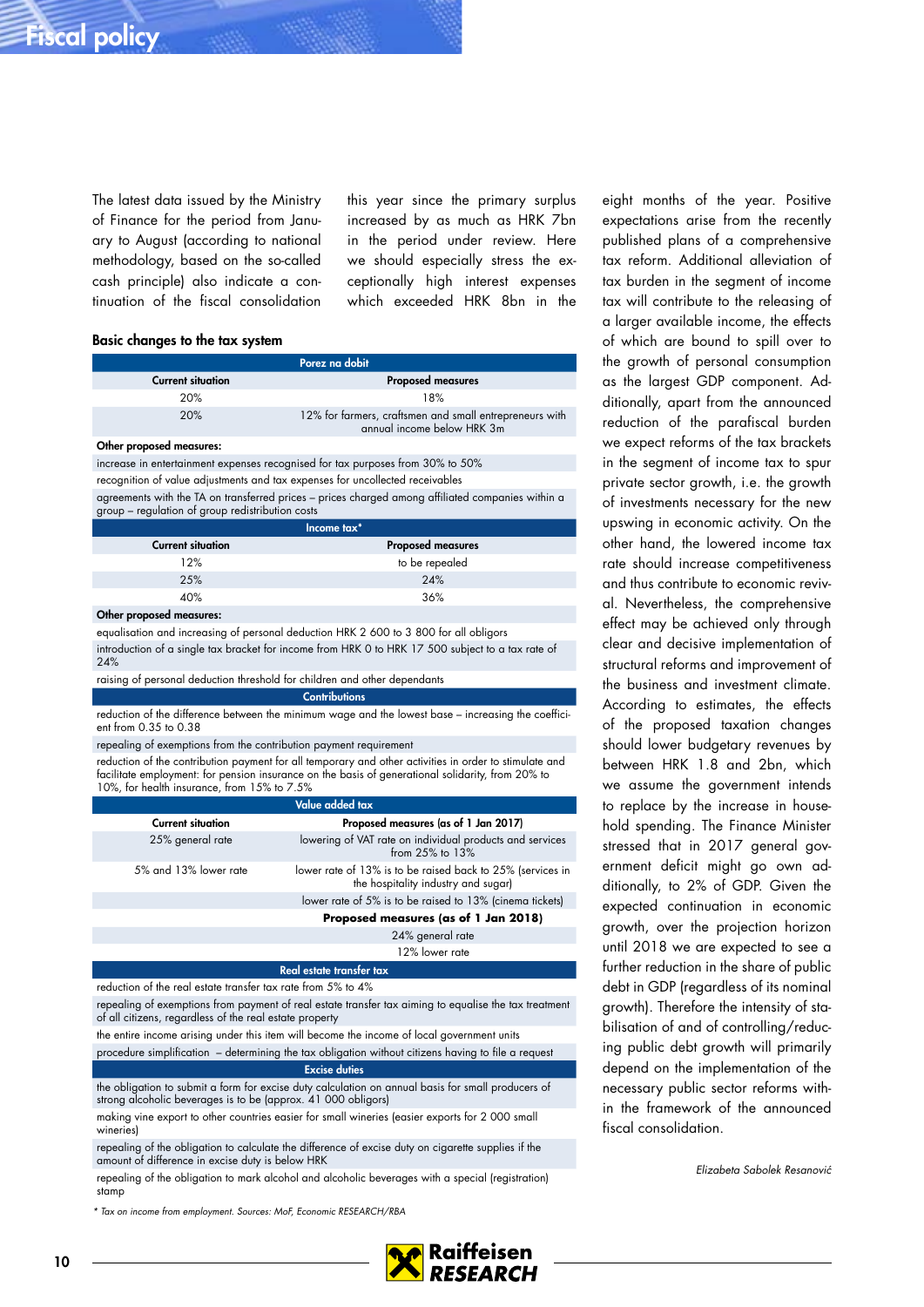The latest data issued by the Ministry of Finance for the period from January to August (according to national methodology, based on the so-called cash principle) also indicate a continuation of the fiscal consolidation this year since the primary surplus increased by as much as HRK 7bn in the period under review. Here we should especially stress the exceptionally high interest expenses which exceeded HRK 8bn in the eight months of the year. Positive expectations arise from the recently published plans of a comprehensive tax reform. Additional alleviation of tax burden in the segment of income tax will contribute to the releasing of a larger available income, the effects of which are bound to spill over to the growth of personal consumption as the largest GDP component. Additionally, apart from the announced reduction of the parafiscal burden we expect reforms of the tax brackets in the segment of income tax to spur private sector growth, i.e. the growth of investments necessary for the new upswing in economic activity. On the other hand, the lowered income tax rate should increase competitiveness and thus contribute to economic revival. Nevertheless, the comprehensive effect may be achieved only through clear and decisive implementation of structural reforms and improvement of the business and investment climate. According to estimates, the effects of the proposed taxation changes should lower budgetary revenues by between HRK 1.8 and 2bn, which we assume the government intends to replace by the increase in household spending. The Finance Minister stressed that in 2017 general government deficit might go own additionally, to 2% of GDP. Given the expected continuation in economic growth, over the projection horizon until 2018 we are expected to see a further reduction in the share of public debt in GDP (regardless of its nominal growth). Therefore the intensity of stabilisation of and of controlling/reducing public debt growth will primarily depend on the implementation of the necessary public sector reforms within the framework of the announced fiscal consolidation.

*Elizabeta Sabolek Resanović*

### Basic changes to the tax system

| Current situation | Proposed measures |
|---|---|
| **Porez na dobit** | |
| **Current situation** | **Proposed measures** |
| 20% | 18% |
| 20% | 12% for farmers, craftsmen and small entrepreneurs with annual income below HRK 3m |
| **Other proposed measures:** | |
| increase in entertainment expenses recognised for tax purposes from 30% to 50% | |
| recognition of value adjustments and tax expenses for uncollected receivables | |
| agreements with the TA on transferred prices – prices charged among affiliated companies within a group – regulation of group redistribution costs | |
| **Income tax*** | |
| **Current situation** | **Proposed measures** |
| 12% | to be repealed |
| 25% | 24% |
| 40% | 36% |
| **Other proposed measures:** | |
| equalisation and increasing of personal deduction HRK 2 600 to 3 800 for all obligors | |
| introduction of a single tax bracket for income from HRK 0 to HRK 17 500 subject to a tax rate of 24% | |
| raising of personal deduction threshold for children and other dependants | |
| **Contributions** | |
| reduction of the difference between the minimum wage and the lowest base – increasing the coefficient from 0.35 to 0.38 | |
| repealing of exemptions from the contribution payment requirement | |
| reduction of the contribution payment for all temporary and other activities in order to stimulate and facilitate employment: for pension insurance on the basis of generational solidarity, from 20% to 10%, for health insurance, from 15% to 7.5% | |
| **Value added tax** | |
| **Current situation** | **Proposed measures (as of 1 Jan 2017)** |
| 25% general rate | lowering of VAT rate on individual products and services from 25% to 13% |
| 5% and 13% lower rate | lower rate of 13% is to be raised back to 25% (services in the hospitality industry and sugar) |
| | lower rate of 5% is to be raised to 13% (cinema tickets) |
| | **Proposed measures (as of 1 Jan 2018)** |
| | 24% general rate |
| | 12% lower rate |
| **Real estate transfer tax** | |
| reduction of the real estate transfer tax rate from 5% to 4% | |
| repealing of exemptions from payment of real estate transfer tax aiming to equalise the tax treatment of all citizens, regardless of the real estate property | |
| the entire income arising under this item will become the income of local government units | |
| procedure simplification – determining the tax obligation without citizens having to file a request | |
| **Excise duties** | |
| the obligation to submit a form for excise duty calculation on annual basis for small producers of strong alcoholic beverages is to be (approx. 41 000 obligors) | |
| making vine export to other countries easier for small wineries (easier exports for 2 000 small wineries) | |
| repealing of the obligation to calculate the difference of excise duty on cigarette supplies if the amount of difference in excise duty is below HRK | |
| repealing of the obligation to mark alcohol and alcoholic beverages with a special (registration) stamp | |

*\* Tax on income from employment. Sources: MoF, Economic RESEARCH/RBA*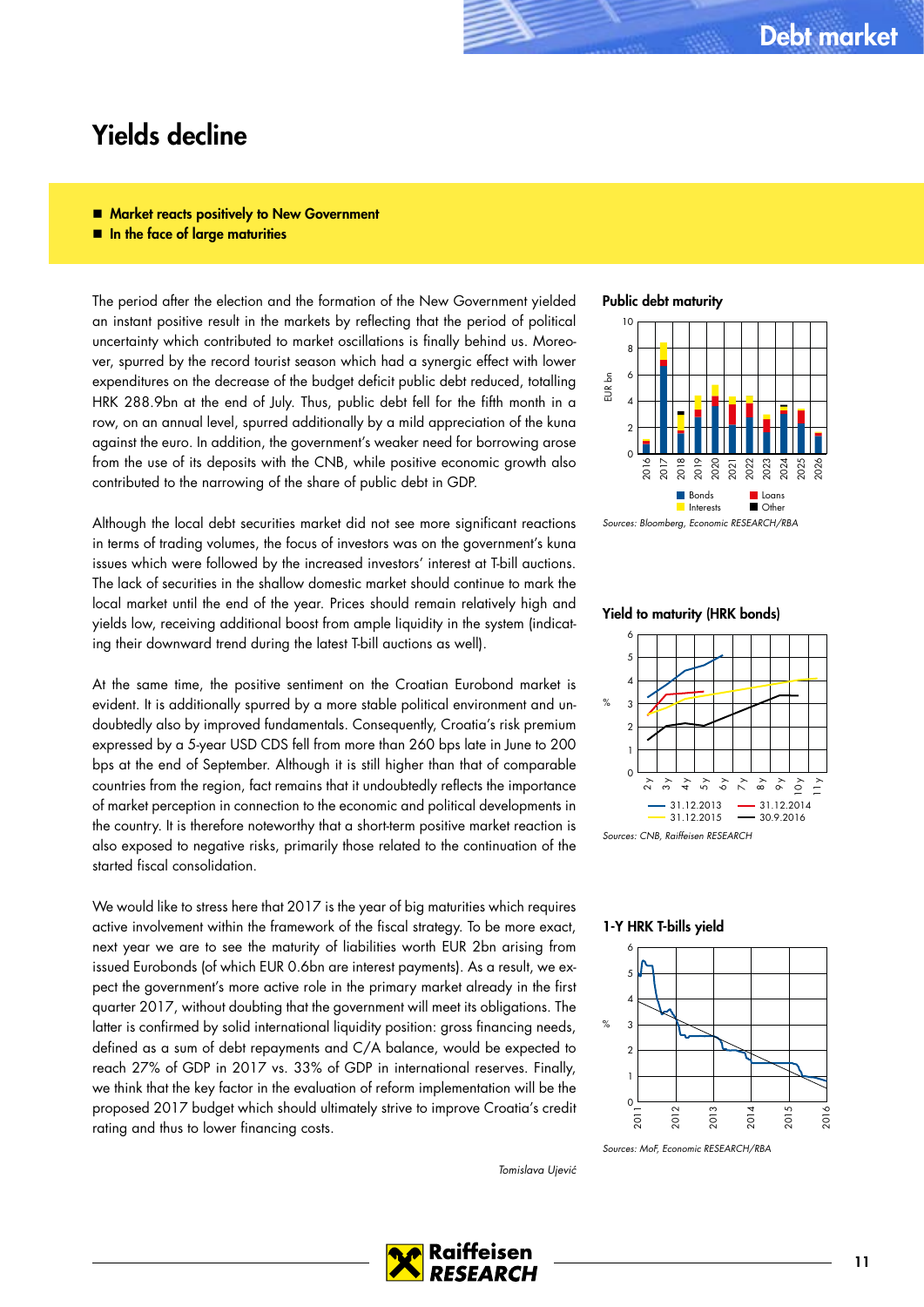# Yields decline

- **Market reacts positively to New Government**
- **In the face of large maturities**

The period after the election and the formation of the New Government yielded an instant positive result in the markets by reflecting that the period of political uncertainty which contributed to market oscillations is finally behind us. Moreover, spurred by the record tourist season which had a synergic effect with lower expenditures on the decrease of the budget deficit public debt reduced, totalling HRK 288.9bn at the end of July. Thus, public debt fell for the fifth month in a row, on an annual level, spurred additionally by a mild appreciation of the kuna against the euro. In addition, the government's weaker need for borrowing arose from the use of its deposits with the CNB, while positive economic growth also contributed to the narrowing of the share of public debt in GDP.

Although the local debt securities market did not see more significant reactions in terms of trading volumes, the focus of investors was on the government's kuna issues which were followed by the increased investors' interest at T-bill auctions. The lack of securities in the shallow domestic market should continue to mark the local market until the end of the year. Prices should remain relatively high and yields low, receiving additional boost from ample liquidity in the system (indicating their downward trend during the latest T-bill auctions as well).

At the same time, the positive sentiment on the Croatian Eurobond market is evident. It is additionally spurred by a more stable political environment and undoubtedly also by improved fundamentals. Consequently, Croatia's risk premium expressed by a 5-year USD CDS fell from more than 260 bps late in June to 200 bps at the end of September. Although it is still higher than that of comparable countries from the region, fact remains that it undoubtedly reflects the importance of market perception in connection to the economic and political developments in the country. It is therefore noteworthy that a short-term positive market reaction is also exposed to negative risks, primarily those related to the continuation of the started fiscal consolidation.

We would like to stress here that 2017 is the year of big maturities which requires active involvement within the framework of the fiscal strategy. To be more exact, next year we are to see the maturity of liabilities worth EUR 2bn arising from issued Eurobonds (of which EUR 0.6bn are interest payments). As a result, we expect the government's more active role in the primary market already in the first quarter 2017, without doubting that the government will meet its obligations. The latter is confirmed by solid international liquidity position: gross financing needs, defined as a sum of debt repayments and C/A balance, would be expected to reach 27% of GDP in 2017 vs. 33% of GDP in international reserves. Finally, we think that the key factor in the evaluation of reform implementation will be the proposed 2017 budget which should ultimately strive to improve Croatia's credit rating and thus to lower financing costs.

*Tomislava Ujević*

**Public debt maturity**

*Sources: Bloomberg, Economic RESEARCH/RBA*

**Yield to maturity (HRK bonds)**

*Sources: CNB, Raiffeisen RESEARCH*

**1-Y HRK T-bills yield**

*Sources: MoF, Economic RESEARCH/RBA*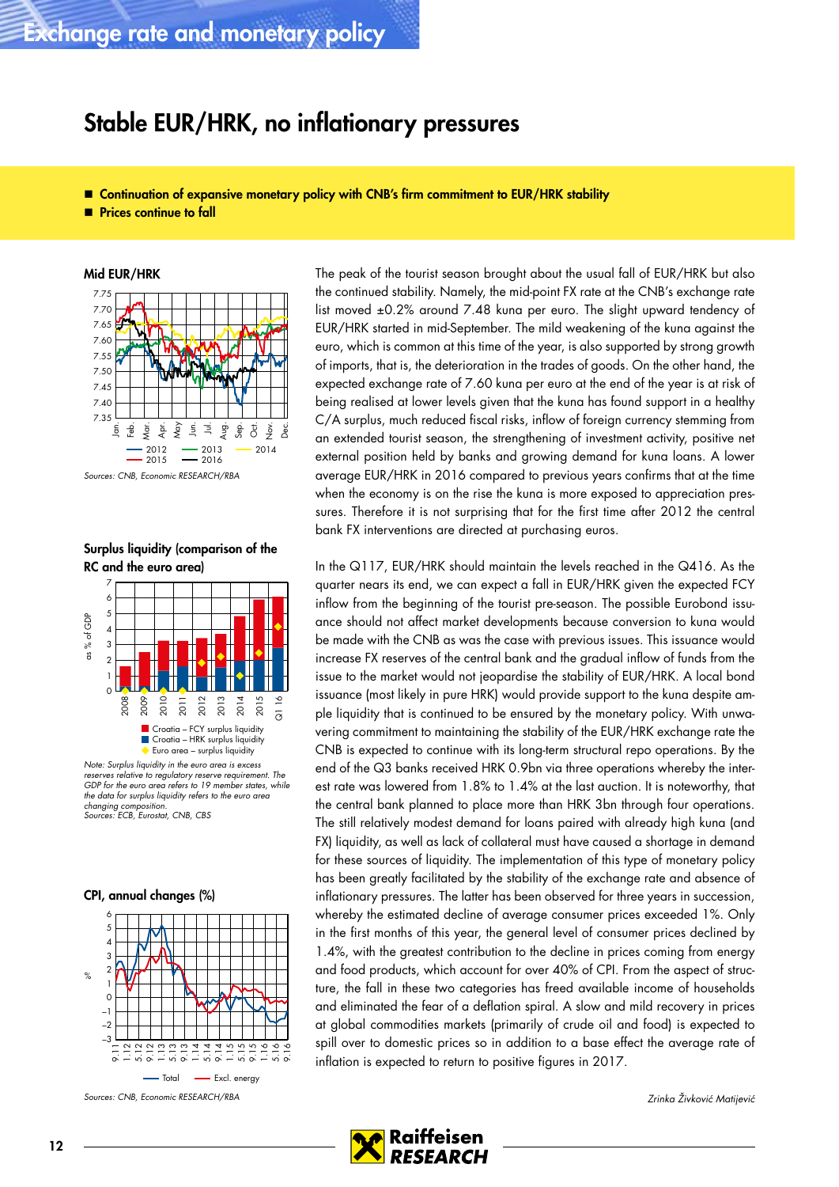# Stable EUR/HRK, no inflationary pressures

- **Continuation of expansive monetary policy with CNB's firm commitment to EUR/HRK stability**
- **Prices continue to fall**

**Mid EUR/HRK**

Sources: CNB, Economic RESEARCH/RBA

**Surplus liquidity (comparison of the RC and the euro area)**

Note: Surplus liquidity in the euro area is excess reserves relative to regulatory reserve requirement. The GDP for the euro area refers to 19 member states, while the data for surplus liquidity refers to the euro area changing composition.
Sources: ECB, Eurostat, CNB, CBS

**CPI, annual changes (%)**

Sources: CNB, Economic RESEARCH/RBA

The peak of the tourist season brought about the usual fall of EUR/HRK but also the continued stability. Namely, the mid-point FX rate at the CNB's exchange rate list moved ±0.2% around 7.48 kuna per euro. The slight upward tendency of EUR/HRK started in mid-September. The mild weakening of the kuna against the euro, which is common at this time of the year, is also supported by strong growth of imports, that is, the deterioration in the trades of goods. On the other hand, the expected exchange rate of 7.60 kuna per euro at the end of the year is at risk of being realised at lower levels given that the kuna has found support in a healthy C/A surplus, much reduced fiscal risks, inflow of foreign currency stemming from an extended tourist season, the strengthening of investment activity, positive net external position held by banks and growing demand for kuna loans. A lower average EUR/HRK in 2016 compared to previous years confirms that at the time when the economy is on the rise the kuna is more exposed to appreciation pressures. Therefore it is not surprising that for the first time after 2012 the central bank FX interventions are directed at purchasing euros.

In the Q117, EUR/HRK should maintain the levels reached in the Q416. As the quarter nears its end, we can expect a fall in EUR/HRK given the expected FCY inflow from the beginning of the tourist pre-season. The possible Eurobond issuance should not affect market developments because conversion to kuna would be made with the CNB as was the case with previous issues. This issuance would increase FX reserves of the central bank and the gradual inflow of funds from the issue to the market would not jeopardise the stability of EUR/HRK. A local bond issuance (most likely in pure HRK) would provide support to the kuna despite ample liquidity that is continued to be ensured by the monetary policy. With unwavering commitment to maintaining the stability of the EUR/HRK exchange rate the CNB is expected to continue with its long-term structural repo operations. By the end of the Q3 banks received HRK 0.9bn via three operations whereby the interest rate was lowered from 1.8% to 1.4% at the last auction. It is noteworthy, that the central bank planned to place more than HRK 3bn through four operations. The still relatively modest demand for loans paired with already high kuna (and FX) liquidity, as well as lack of collateral must have caused a shortage in demand for these sources of liquidity. The implementation of this type of monetary policy has been greatly facilitated by the stability of the exchange rate and absence of inflationary pressures. The latter has been observed for three years in succession, whereby the estimated decline of average consumer prices exceeded 1%. Only in the first months of this year, the general level of consumer prices declined by 1.4%, with the greatest contribution to the decline in prices coming from energy and food products, which account for over 40% of CPI. From the aspect of structure, the fall in these two categories has freed available income of households and eliminated the fear of a deflation spiral. A slow and mild recovery in prices at global commodities markets (primarily of crude oil and food) is expected to spill over to domestic prices so in addition to a base effect the average rate of inflation is expected to return to positive figures in 2017.

*Zrinka Živković Matijević*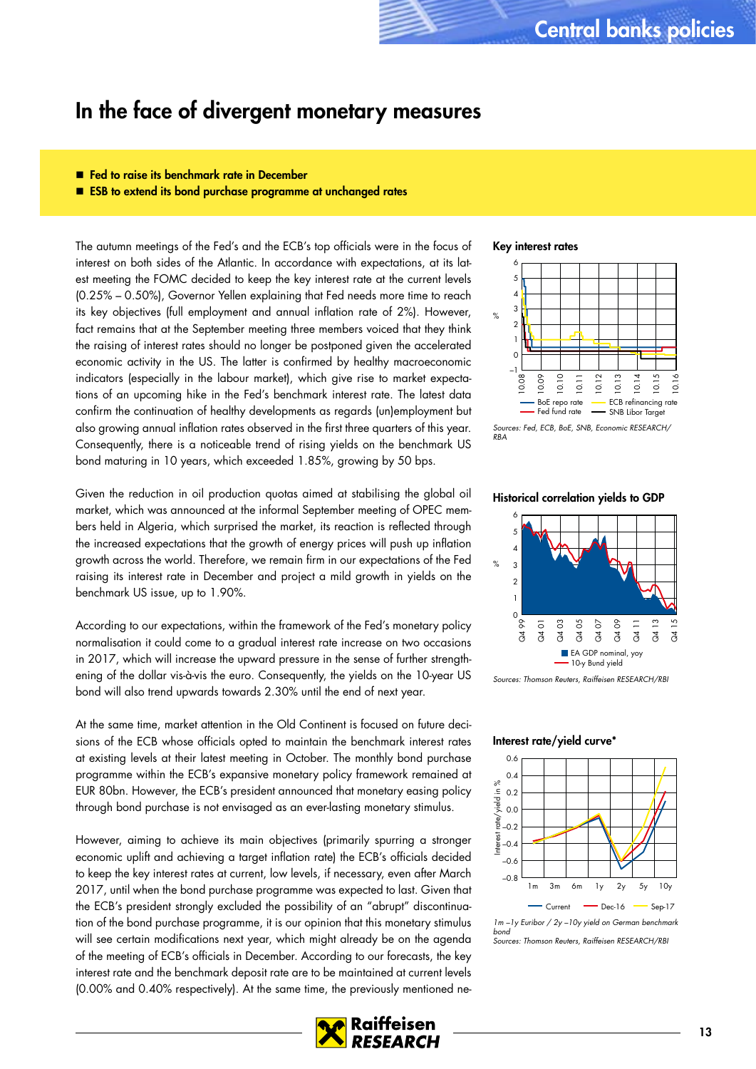# In the face of divergent monetary measures

- **Fed to raise its benchmark rate in December**
- **ESB to extend its bond purchase programme at unchanged rates**

The autumn meetings of the Fed's and the ECB's top officials were in the focus of interest on both sides of the Atlantic. In accordance with expectations, at its latest meeting the FOMC decided to keep the key interest rate at the current levels (0.25% – 0.50%), Governor Yellen explaining that Fed needs more time to reach its key objectives (full employment and annual inflation rate of 2%). However, fact remains that at the September meeting three members voiced that they think the raising of interest rates should no longer be postponed given the accelerated economic activity in the US. The latter is confirmed by healthy macroeconomic indicators (especially in the labour market), which give rise to market expectations of an upcoming hike in the Fed's benchmark interest rate. The latest data confirm the continuation of healthy developments as regards (un)employment but also growing annual inflation rates observed in the first three quarters of this year. Consequently, there is a noticeable trend of rising yields on the benchmark US bond maturing in 10 years, which exceeded 1.85%, growing by 50 bps.

Given the reduction in oil production quotas aimed at stabilising the global oil market, which was announced at the informal September meeting of OPEC members held in Algeria, which surprised the market, its reaction is reflected through the increased expectations that the growth of energy prices will push up inflation growth across the world. Therefore, we remain firm in our expectations of the Fed raising its interest rate in December and project a mild growth in yields on the benchmark US issue, up to 1.90%.

According to our expectations, within the framework of the Fed's monetary policy normalisation it could come to a gradual interest rate increase on two occasions in 2017, which will increase the upward pressure in the sense of further strengthening of the dollar vis-à-vis the euro. Consequently, the yields on the 10-year US bond will also trend upwards towards 2.30% until the end of next year.

At the same time, market attention in the Old Continent is focused on future decisions of the ECB whose officials opted to maintain the benchmark interest rates at existing levels at their latest meeting in October. The monthly bond purchase programme within the ECB's expansive monetary policy framework remained at EUR 80bn. However, the ECB's president announced that monetary easing policy through bond purchase is not envisaged as an ever-lasting monetary stimulus.

However, aiming to achieve its main objectives (primarily spurring a stronger economic uplift and achieving a target inflation rate) the ECB's officials decided to keep the key interest rates at current, low levels, if necessary, even after March 2017, until when the bond purchase programme was expected to last. Given that the ECB's president strongly excluded the possibility of an "abrupt" discontinuation of the bond purchase programme, it is our opinion that this monetary stimulus will see certain modifications next year, which might already be on the agenda of the meeting of ECB's officials in December. According to our forecasts, the key interest rate and the benchmark deposit rate are to be maintained at current levels (0.00% and 0.40% respectively). At the same time, the previously mentioned ne-

**Key interest rates**

Legend: BoE repo rate, ECB refinancing rate, Fed fund rate, SNB Libor Target

*Sources: Fed, ECB, BoE, SNB, Economic RESEARCH/RBA*

**Historical correlation yields to GDP**

Legend: EA GDP nominal, yoy; 10-y Bund yield

*Sources: Thomson Reuters, Raiffeisen RESEARCH/RBI*

**Interest rate/yield curve***

Legend: Current, Dec-16, Sep-17

*1m –1y Euribor / 2y –10y yield on German benchmark bond*
*Sources: Thomson Reuters, Raiffeisen RESEARCH/RBI*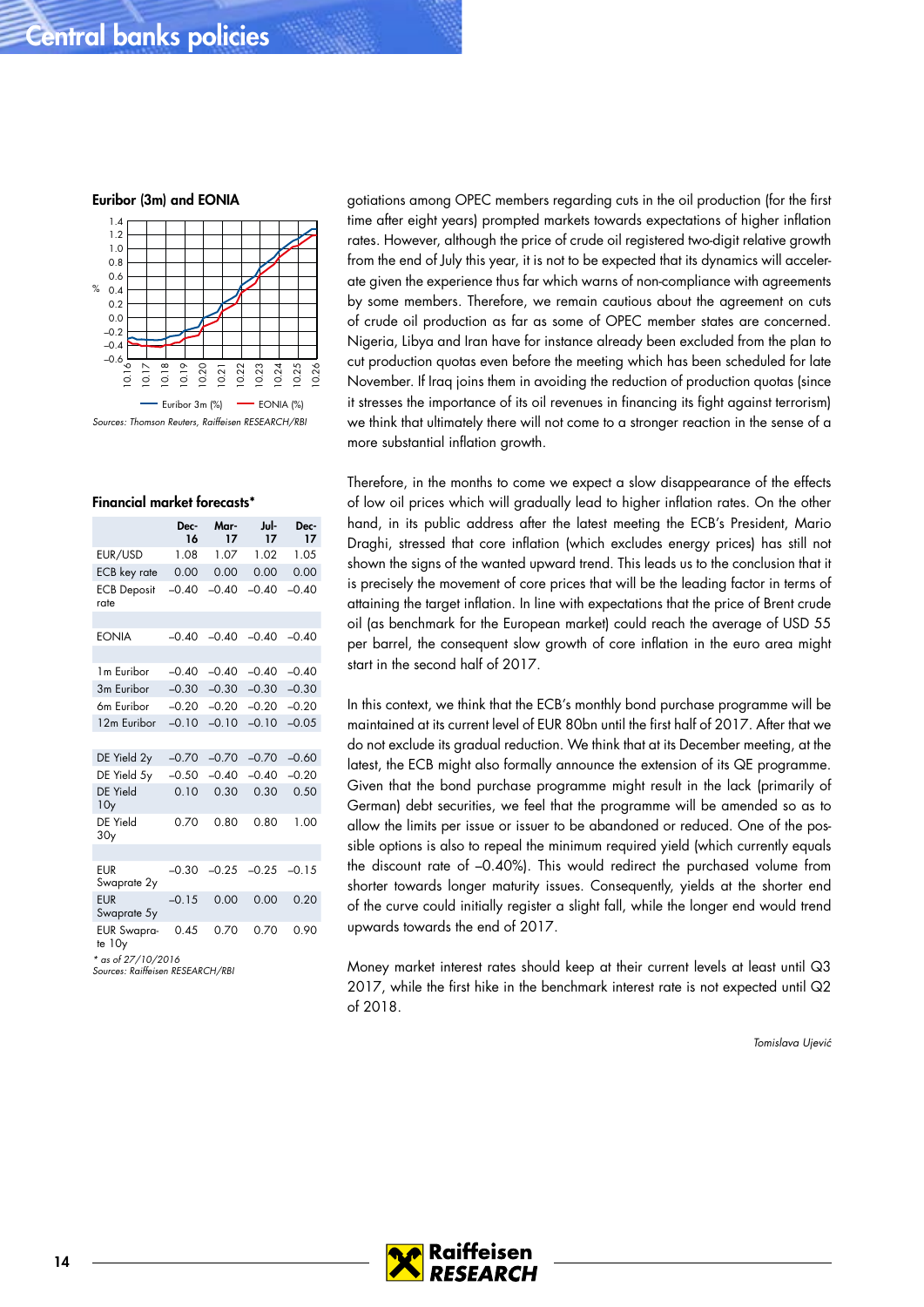# Central banks policies

**Euribor (3m) and EONIA**

Euribor 3m (%) — EONIA (%)

*Sources: Thomson Reuters, Raiffeisen RESEARCH/RBI*

**Financial market forecasts***

| | Dec-16 | Mar-17 | Jul-17 | Dec-17 |
|---|---|---|---|---|
| EUR/USD | 1.08 | 1.07 | 1.02 | 1.05 |
| ECB key rate | 0.00 | 0.00 | 0.00 | 0.00 |
| ECB Deposit rate | –0.40 | –0.40 | –0.40 | –0.40 |
| | | | | |
| EONIA | –0.40 | –0.40 | –0.40 | –0.40 |
| | | | | |
| 1m Euribor | –0.40 | –0.40 | –0.40 | –0.40 |
| 3m Euribor | –0.30 | –0.30 | –0.30 | –0.30 |
| 6m Euribor | –0.20 | –0.20 | –0.20 | –0.20 |
| 12m Euribor | –0.10 | –0.10 | –0.10 | –0.05 |
| | | | | |
| DE Yield 2y | –0.70 | –0.70 | –0.70 | –0.60 |
| DE Yield 5y | –0.50 | –0.40 | –0.40 | –0.20 |
| DE Yield 10y | 0.10 | 0.30 | 0.30 | 0.50 |
| DE Yield 30y | 0.70 | 0.80 | 0.80 | 1.00 |
| | | | | |
| EUR Swaprate 2y | –0.30 | –0.25 | –0.25 | –0.15 |
| EUR Swaprate 5y | –0.15 | 0.00 | 0.00 | 0.20 |
| EUR Swaprate 10y | 0.45 | 0.70 | 0.70 | 0.90 |

*\* as of 27/10/2016*
*Sources: Raiffeisen RESEARCH/RBI*

gotiations among OPEC members regarding cuts in the oil production (for the first time after eight years) prompted markets towards expectations of higher inflation rates. However, although the price of crude oil registered two-digit relative growth from the end of July this year, it is not to be expected that its dynamics will accelerate given the experience thus far which warns of non-compliance with agreements by some members. Therefore, we remain cautious about the agreement on cuts of crude oil production as far as some of OPEC member states are concerned. Nigeria, Libya and Iran have for instance already been excluded from the plan to cut production quotas even before the meeting which has been scheduled for late November. If Iraq joins them in avoiding the reduction of production quotas (since it stresses the importance of its oil revenues in financing its fight against terrorism) we think that ultimately there will not come to a stronger reaction in the sense of a more substantial inflation growth.

Therefore, in the months to come we expect a slow disappearance of the effects of low oil prices which will gradually lead to higher inflation rates. On the other hand, in its public address after the latest meeting the ECB's President, Mario Draghi, stressed that core inflation (which excludes energy prices) has still not shown the signs of the wanted upward trend. This leads us to the conclusion that it is precisely the movement of core prices that will be the leading factor in terms of attaining the target inflation. In line with expectations that the price of Brent crude oil (as benchmark for the European market) could reach the average of USD 55 per barrel, the consequent slow growth of core inflation in the euro area might start in the second half of 2017.

In this context, we think that the ECB's monthly bond purchase programme will be maintained at its current level of EUR 80bn until the first half of 2017. After that we do not exclude its gradual reduction. We think that at its December meeting, at the latest, the ECB might also formally announce the extension of its QE programme. Given that the bond purchase programme might result in the lack (primarily of German) debt securities, we feel that the programme will be amended so as to allow the limits per issue or issuer to be abandoned or reduced. One of the possible options is also to repeal the minimum required yield (which currently equals the discount rate of –0.40%). This would redirect the purchased volume from shorter towards longer maturity issues. Consequently, yields at the shorter end of the curve could initially register a slight fall, while the longer end would trend upwards towards the end of 2017.

Money market interest rates should keep at their current levels at least until Q3 2017, while the first hike in the benchmark interest rate is not expected until Q2 of 2018.

*Tomislava Ujević*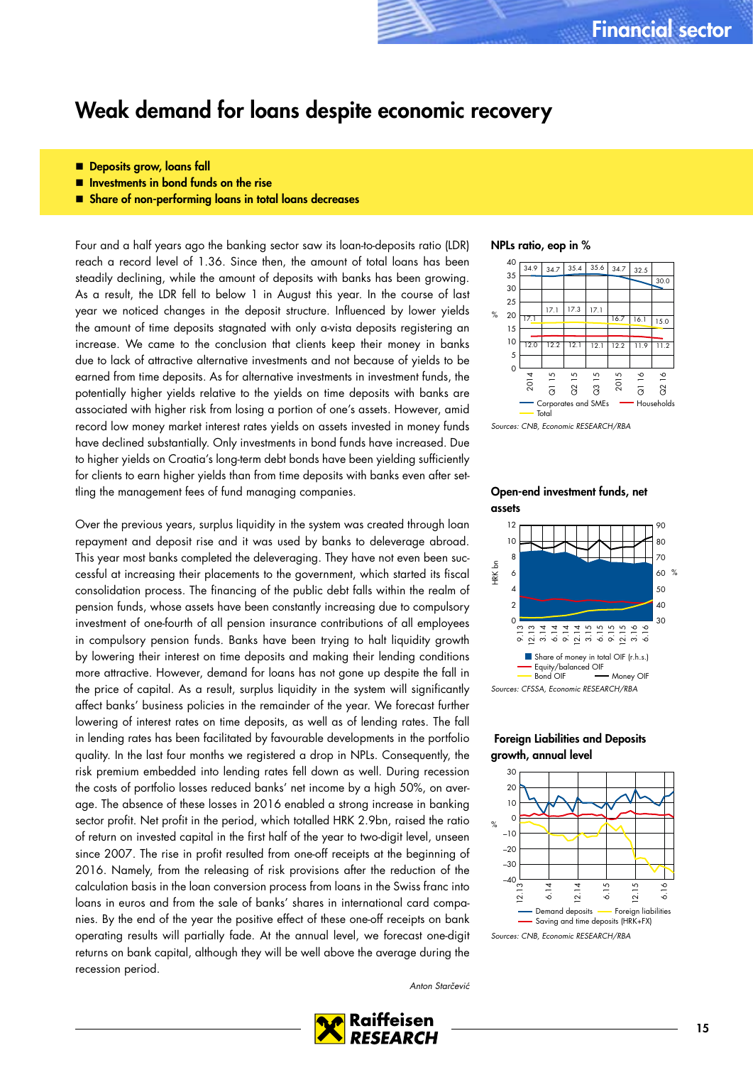# Weak demand for loans despite economic recovery

- **Deposits grow, loans fall**
- **Investments in bond funds on the rise**
- **Share of non-performing loans in total loans decreases**

Four and a half years ago the banking sector saw its loan-to-deposits ratio (LDR) reach a record level of 1.36. Since then, the amount of total loans has been steadily declining, while the amount of deposits with banks has been growing. As a result, the LDR fell to below 1 in August this year. In the course of last year we noticed changes in the deposit structure. Influenced by lower yields the amount of time deposits stagnated with only a-vista deposits registering an increase. We came to the conclusion that clients keep their money in banks due to lack of attractive alternative investments and not because of yields to be earned from time deposits. As for alternative investments in investment funds, the potentially higher yields relative to the yields on time deposits with banks are associated with higher risk from losing a portion of one's assets. However, amid record low money market interest rates yields on assets invested in money funds have declined substantially. Only investments in bond funds have increased. Due to higher yields on Croatia's long-term debt bonds have been yielding sufficiently for clients to earn higher yields than from time deposits with banks even after settling the management fees of fund managing companies.

Over the previous years, surplus liquidity in the system was created through loan repayment and deposit rise and it was used by banks to deleverage abroad. This year most banks completed the deleveraging. They have not even been successful at increasing their placements to the government, which started its fiscal consolidation process. The financing of the public debt falls within the realm of pension funds, whose assets have been constantly increasing due to compulsory investment of one-fourth of all pension insurance contributions of all employees in compulsory pension funds. Banks have been trying to halt liquidity growth by lowering their interest on time deposits and making their lending conditions more attractive. However, demand for loans has not gone up despite the fall in the price of capital. As a result, surplus liquidity in the system will significantly affect banks' business policies in the remainder of the year. We forecast further lowering of interest rates on time deposits, as well as of lending rates. The fall in lending rates has been facilitated by favourable developments in the portfolio quality. In the last four months we registered a drop in NPLs. Consequently, the risk premium embedded into lending rates fell down as well. During recession the costs of portfolio losses reduced banks' net income by a high 50%, on average. The absence of these losses in 2016 enabled a strong increase in banking sector profit. Net profit in the period, which totalled HRK 2.9bn, raised the ratio of return on invested capital in the first half of the year to two-digit level, unseen since 2007. The rise in profit resulted from one-off receipts at the beginning of 2016. Namely, from the releasing of risk provisions after the reduction of the calculation basis in the loan conversion process from loans in the Swiss franc into loans in euros and from the sale of banks' shares in international card companies. By the end of the year the positive effect of these one-off receipts on bank operating results will partially fade. At the annual level, we forecast one-digit returns on bank capital, although they will be well above the average during the recession period.

*Anton Starčević*

**NPLs ratio, eop in %**

| | 2014 | Q1 15 | Q2 15 | Q3 15 | 2015 | Q1 16 | Q2 16 |
|---|---|---|---|---|---|---|---|
| Corporates and SMEs | 34.9 | 34.7 | 35.4 | 35.6 | 34.7 | 32.5 | 30.0 |
| Households | 12.0 | 12.2 | 12.1 | 12.1 | 12.2 | 11.9 | 11.2 |
| Total | 17.1 | 17.1 | 17.3 | 17.1 | 16.7 | 16.1 | 15.0 |

*Sources: CNB, Economic RESEARCH/RBA*

**Open-end investment funds, net assets**

Share of money in total OIF (r.h.s.); Equity/balanced OIF; Bond OIF; Money OIF

*Sources: CFSSA, Economic RESEARCH/RBA*

**Foreign Liabilities and Deposits growth, annual level**

Demand deposits; Foreign liabilities; Saving and time deposits (HRK+FX)

*Sources: CNB, Economic RESEARCH/RBA*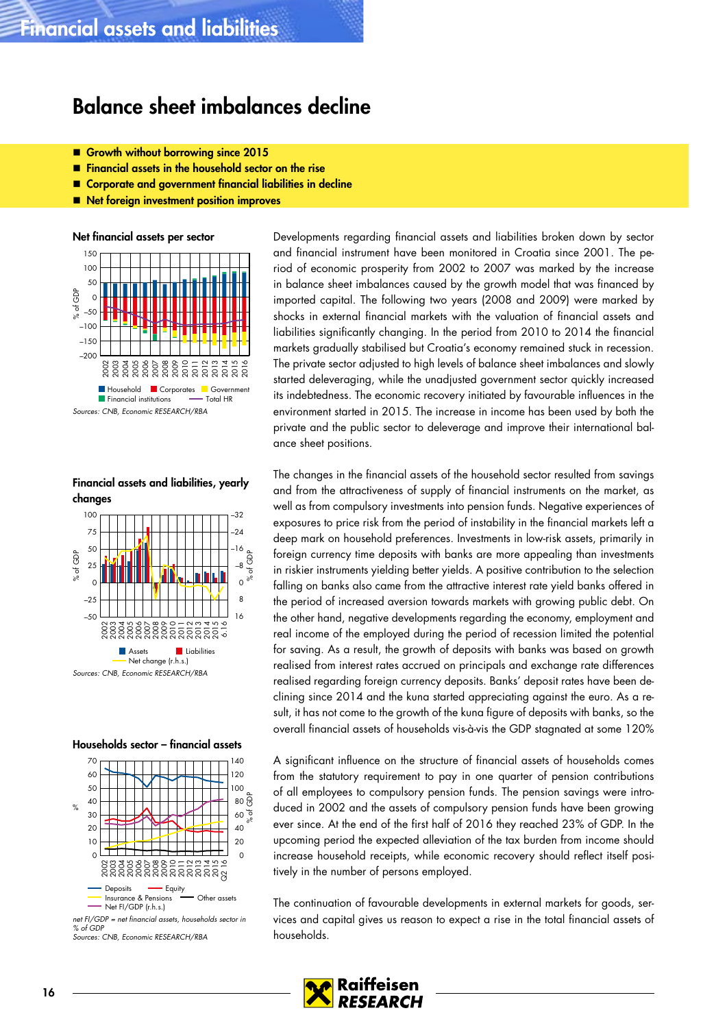# Financial assets and liabilities

## Balance sheet imbalances decline

- Growth without borrowing since 2015
- Financial assets in the household sector on the rise
- Corporate and government financial liabilities in decline
- Net foreign investment position improves

**Net financial assets per sector**

Household, Corporates, Government, Financial institutions, Total HR

*Sources: CNB, Economic RESEARCH/RBA*

**Financial assets and liabilities, yearly changes**

Assets, Liabilities, Net change (r.h.s.)

*Sources: CNB, Economic RESEARCH/RBA*

**Households sector – financial assets**

Deposits, Equity, Insurance & Pensions, Other assets, Net FI/GDP (r.h.s.)

*net FI/GDP = net financial assets, households sector in % of GDP*
*Sources: CNB, Economic RESEARCH/RBA*

Developments regarding financial assets and liabilities broken down by sector and financial instrument have been monitored in Croatia since 2001. The period of economic prosperity from 2002 to 2007 was marked by the increase in balance sheet imbalances caused by the growth model that was financed by imported capital. The following two years (2008 and 2009) were marked by shocks in external financial markets with the valuation of financial assets and liabilities significantly changing. In the period from 2010 to 2014 the financial markets gradually stabilised but Croatia's economy remained stuck in recession. The private sector adjusted to high levels of balance sheet imbalances and slowly started deleveraging, while the unadjusted government sector quickly increased its indebtedness. The economic recovery initiated by favourable influences in the environment started in 2015. The increase in income has been used by both the private and the public sector to deleverage and improve their international balance sheet positions.

The changes in the financial assets of the household sector resulted from savings and from the attractiveness of supply of financial instruments on the market, as well as from compulsory investments into pension funds. Negative experiences of exposures to price risk from the period of instability in the financial markets left a deep mark on household preferences. Investments in low-risk assets, primarily in foreign currency time deposits with banks are more appealing than investments in riskier instruments yielding better yields. A positive contribution to the selection falling on banks also came from the attractive interest rate yield banks offered in the period of increased aversion towards markets with growing public debt. On the other hand, negative developments regarding the economy, employment and real income of the employed during the period of recession limited the potential for saving. As a result, the growth of deposits with banks was based on growth realised from interest rates accrued on principals and exchange rate differences realised regarding foreign currency deposits. Banks' deposit rates have been declining since 2014 and the kuna started appreciating against the euro. As a result, it has not come to the growth of the kuna figure of deposits with banks, so the overall financial assets of households vis-à-vis the GDP stagnated at some 120%

A significant influence on the structure of financial assets of households comes from the statutory requirement to pay in one quarter of pension contributions of all employees to compulsory pension funds. The pension savings were introduced in 2002 and the assets of compulsory pension funds have been growing ever since. At the end of the first half of 2016 they reached 23% of GDP. In the upcoming period the expected alleviation of the tax burden from income should increase household receipts, while economic recovery should reflect itself positively in the number of persons employed.

The continuation of favourable developments in external markets for goods, services and capital gives us reason to expect a rise in the total financial assets of households.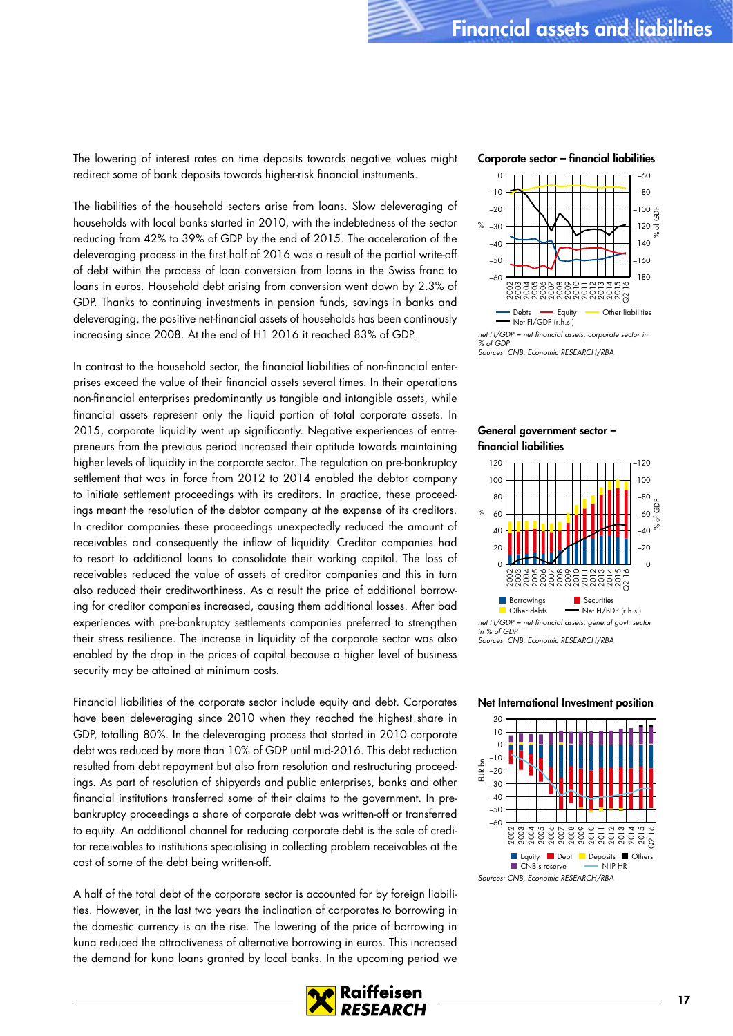The lowering of interest rates on time deposits towards negative values might redirect some of bank deposits towards higher-risk financial instruments.

The liabilities of the household sectors arise from loans. Slow deleveraging of households with local banks started in 2010, with the indebtedness of the sector reducing from 42% to 39% of GDP by the end of 2015. The acceleration of the deleveraging process in the first half of 2016 was a result of the partial write-off of debt within the process of loan conversion from loans in the Swiss franc to loans in euros. Household debt arising from conversion went down by 2.3% of GDP. Thanks to continuing investments in pension funds, savings in banks and deleveraging, the positive net-financial assets of households has been continously increasing since 2008. At the end of H1 2016 it reached 83% of GDP.

In contrast to the household sector, the financial liabilities of non-financial enterprises exceed the value of their financial assets several times. In their operations non-financial enterprises predominantly us tangible and intangible assets, while financial assets represent only the liquid portion of total corporate assets. In 2015, corporate liquidity went up significantly. Negative experiences of entrepreneurs from the previous period increased their aptitude towards maintaining higher levels of liquidity in the corporate sector. The regulation on pre-bankruptcy settlement that was in force from 2012 to 2014 enabled the debtor company to initiate settlement proceedings with its creditors. In practice, these proceedings meant the resolution of the debtor company at the expense of its creditors. In creditor companies these proceedings unexpectedly reduced the amount of receivables and consequently the inflow of liquidity. Creditor companies had to resort to additional loans to consolidate their working capital. The loss of receivables reduced the value of assets of creditor companies and this in turn also reduced their creditworthiness. As a result the price of additional borrowing for creditor companies increased, causing them additional losses. After bad experiences with pre-bankruptcy settlements companies preferred to strengthen their stress resilience. The increase in liquidity of the corporate sector was also enabled by the drop in the prices of capital because a higher level of business security may be attained at minimum costs.

Financial liabilities of the corporate sector include equity and debt. Corporates have been deleveraging since 2010 when they reached the highest share in GDP, totalling 80%. In the deleveraging process that started in 2010 corporate debt was reduced by more than 10% of GDP until mid-2016. This debt reduction resulted from debt repayment but also from resolution and restructuring proceedings. As part of resolution of shipyards and public enterprises, banks and other financial institutions transferred some of their claims to the government. In pre-bankruptcy proceedings a share of corporate debt was written-off or transferred to equity. An additional channel for reducing corporate debt is the sale of creditor receivables to institutions specialising in collecting problem receivables at the cost of some of the debt being written-off.

A half of the total debt of the corporate sector is accounted for by foreign liabilities. However, in the last two years the inclination of corporates to borrowing in the domestic currency is on the rise. The lowering of the price of borrowing in kuna reduced the attractiveness of alternative borrowing in euros. This increased the demand for kuna loans granted by local banks. In the upcoming period we

**Corporate sector – financial liabilities**

net FI/GDP = net financial assets, corporate sector in % of GDP
Sources: CNB, Economic RESEARCH/RBA

**General government sector – financial liabilities**

net FI/GDP = net financial assets, general govt. sector in % of GDP
Sources: CNB, Economic RESEARCH/RBA

**Net International Investment position**

Sources: CNB, Economic RESEARCH/RBA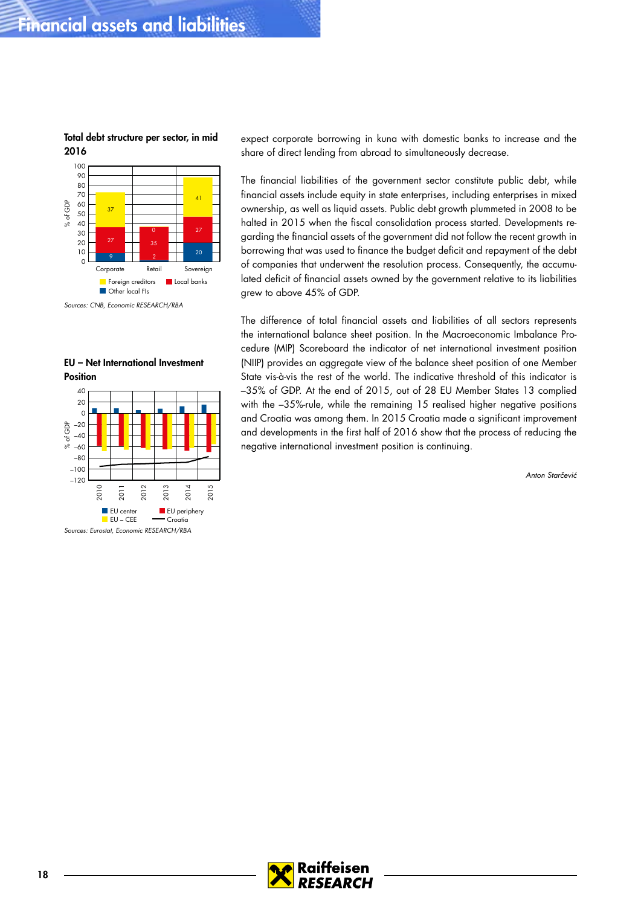# Financial assets and liabilities

**Total debt structure per sector, in mid 2016**

| % of GDP | Corporate | Retail | Sovereign |
|---|---|---|---|
| Foreign creditors | 37 | 0 | 41 |
| Local banks | 27 | 35 | 27 |
| Other local FIs | 9 | 2 | 20 |

*Sources: CNB, Economic RESEARCH/RBA*

**EU – Net International Investment Position**

*Sources: Eurostat, Economic RESEARCH/RBA*

expect corporate borrowing in kuna with domestic banks to increase and the share of direct lending from abroad to simultaneously decrease.

The financial liabilities of the government sector constitute public debt, while financial assets include equity in state enterprises, including enterprises in mixed ownership, as well as liquid assets. Public debt growth plummeted in 2008 to be halted in 2015 when the fiscal consolidation process started. Developments regarding the financial assets of the government did not follow the recent growth in borrowing that was used to finance the budget deficit and repayment of the debt of companies that underwent the resolution process. Consequently, the accumulated deficit of financial assets owned by the government relative to its liabilities grew to above 45% of GDP.

The difference of total financial assets and liabilities of all sectors represents the international balance sheet position. In the Macroeconomic Imbalance Procedure (MIP) Scoreboard the indicator of net international investment position (NIIP) provides an aggregate view of the balance sheet position of one Member State vis-à-vis the rest of the world. The indicative threshold of this indicator is –35% of GDP. At the end of 2015, out of 28 EU Member States 13 complied with the –35%-rule, while the remaining 15 realised higher negative positions and Croatia was among them. In 2015 Croatia made a significant improvement and developments in the first half of 2016 show that the process of reducing the negative international investment position is continuing.

*Anton Starčević*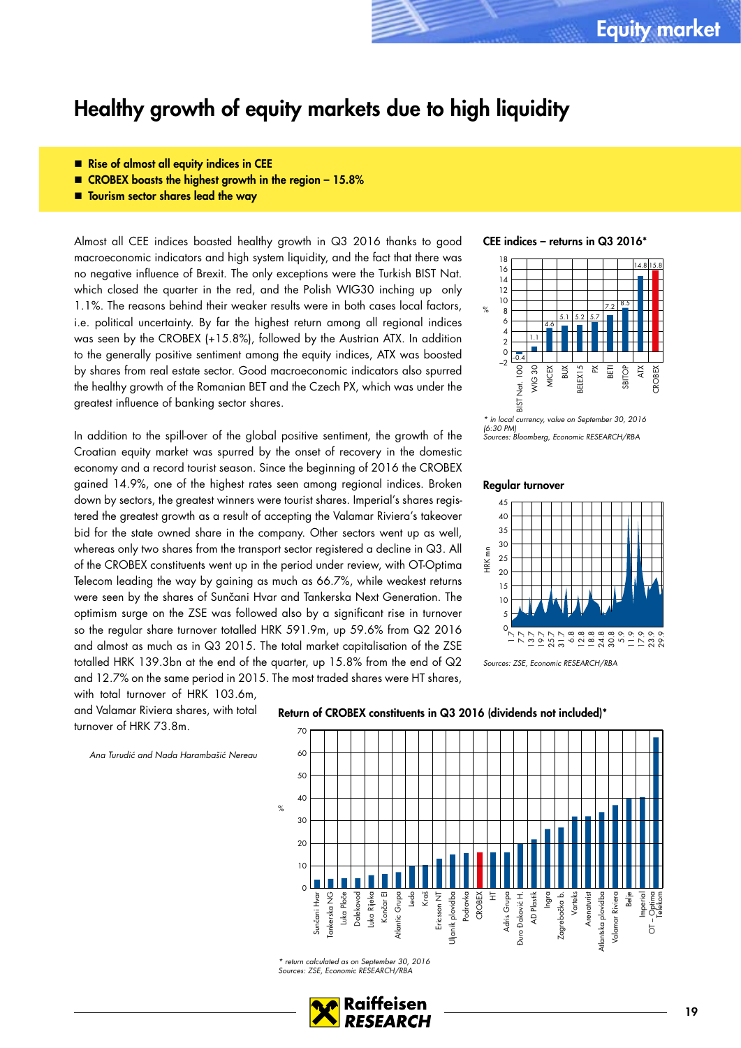# Healthy growth of equity markets due to high liquidity

- **Rise of almost all equity indices in CEE**
- **CROBEX boasts the highest growth in the region – 15.8%**
- **Tourism sector shares lead the way**

Almost all CEE indices boasted healthy growth in Q3 2016 thanks to good macroeconomic indicators and high system liquidity, and the fact that there was no negative influence of Brexit. The only exceptions were the Turkish BIST Nat. which closed the quarter in the red, and the Polish WIG30 inching up only 1.1%. The reasons behind their weaker results were in both cases local factors, i.e. political uncertainty. By far the highest return among all regional indices was seen by the CROBEX (+15.8%), followed by the Austrian ATX. In addition to the generally positive sentiment among the equity indices, ATX was boosted by shares from real estate sector. Good macroeconomic indicators also spurred the healthy growth of the Romanian BET and the Czech PX, which was under the greatest influence of banking sector shares.

In addition to the spill-over of the global positive sentiment, the growth of the Croatian equity market was spurred by the onset of recovery in the domestic economy and a record tourist season. Since the beginning of 2016 the CROBEX gained 14.9%, one of the highest rates seen among regional indices. Broken down by sectors, the greatest winners were tourist shares. Imperial's shares registered the greatest growth as a result of accepting the Valamar Riviera's takeover bid for the state owned share in the company. Other sectors went up as well, whereas only two shares from the transport sector registered a decline in Q3. All of the CROBEX constituents went up in the period under review, with OT-Optima Telecom leading the way by gaining as much as 66.7%, while weakest returns were seen by the shares of Sunčani Hvar and Tankerska Next Generation. The optimism surge on the ZSE was followed also by a significant rise in turnover so the regular share turnover totalled HRK 591.9m, up 59.6% from Q2 2016 and almost as much as in Q3 2015. The total market capitalisation of the ZSE totalled HRK 139.3bn at the end of the quarter, up 15.8% from the end of Q2 and 12.7% on the same period in 2015. The most traded shares were HT shares, with total turnover of HRK 103.6m, and Valamar Riviera shares, with total turnover of HRK 73.8m.

*Ana Turudić and Nada Harambašić Nereau*

**CEE indices – returns in Q3 2016***

| Index | Return (%) |
|---|---|
| BIST Nat. 100 | -0.4 |
| WIG 30 | 1.1 |
| MICEX | 4.6 |
| BUX | 5.1 |
| BELEX 15 | 5.2 |
| PX | 5.7 |
| BETI | 7.2 |
| SBITOP | 8.5 |
| ATX | 14.8 |
| CROBEX | 15.8 |

*\* in local currency, value on September 30, 2016 (6:30 PM)*
*Sources: Bloomberg, Economic RESEARCH/RBA*

**Regular turnover**

*Sources: ZSE, Economic RESEARCH/RBA*

**Return of CROBEX constituents in Q3 2016 (dividends not included)***

*\* return calculated as on September 30, 2016*
*Sources: ZSE, Economic RESEARCH/RBA*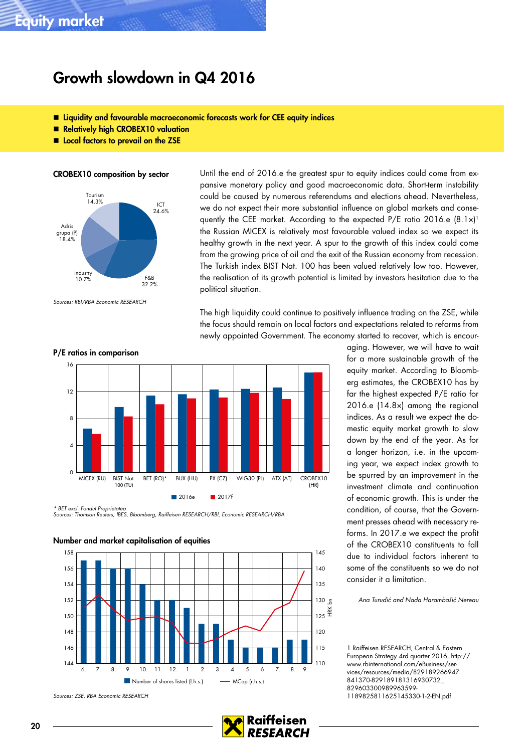# Growth slowdown in Q4 2016

- **Liquidity and favourable macroeconomic forecasts work for CEE equity indices**
- **Relatively high CROBEX10 valuation**
- **Local factors to prevail on the ZSE**

**CROBEX10 composition by sector**

Tourism 14.3%
ICT 24.6%
Adris grupa (P) 18.4%
Industry 10.7%
F&B 32.2%

*Sources: RBI/RBA Economic RESEARCH*

Until the end of 2016.e the greatest spur to equity indices could come from expansive monetary policy and good macroeconomic data. Short-term instability could be caused by numerous referendums and elections ahead. Nevertheless, we do not expect their more substantial influence on global markets and consequently the CEE market. According to the expected P/E ratio 2016.e (8.1x)[1] the Russian MICEX is relatively most favourable valued index so we expect its healthy growth in the next year. A spur to the growth of this index could come from the growing price of oil and the exit of the Russian economy from recession. The Turkish index BIST Nat. 100 has been valued relatively low too. However, the realisation of its growth potential is limited by investors hesitation due to the political situation.

The high liquidity could continue to positively influence trading on the ZSE, while the focus should remain on local factors and expectations related to reforms from newly appointed Government. The economy started to recover, which is encouraging. However, we will have to wait for a more sustainable growth of the equity market. According to Bloomberg estimates, the CROBEX10 has by far the highest expected P/E ratio for 2016.e (14.8x) among the regional indices. As a result we expect the domestic equity market growth to slow down by the end of the year. As for a longer horizon, i.e. in the upcoming year, we expect index growth to be spurred by an improvement in the investment climate and continuation of economic growth. This is under the condition, of course, that the Government presses ahead with necessary reforms. In 2017.e we expect the profit of the CROBEX10 constituents to fall due to individual factors inherent to some of the constituents so we do not consider it a limitation.

*Ana Turudić and Nada Harambašić Nereau*

**P/E ratios in comparison**

MICEX (RU), BIST Nat. 100 (TU), BET (RO)*, BUX (HU), PX (CZ), WIG30 (PL), ATX (AT), CROBEX10 (HR) — 2016e, 2017f

*\* BET excl. Fondul Proprietatea*
*Sources: Thomson Reuters, IBES, Bloomberg, Raiffeisen RESEARCH/RBI, Economic RESEARCH/RBA*

**Number and market capitalisation of equities**

Number of shares listed (l.h.s.); MCap (r.h.s.), HRK bn

*Sources: ZSE, RBA Economic RESEARCH*

1 Raiffeisen RESEARCH, Central & Eastern European Strategy 4rd quarter 2016, http://www.rbinternational.com/eBusiness/services/resources/media/829189266947841370-829189181316930732_829603300989963599-1189825811625145330-1-2-EN.pdf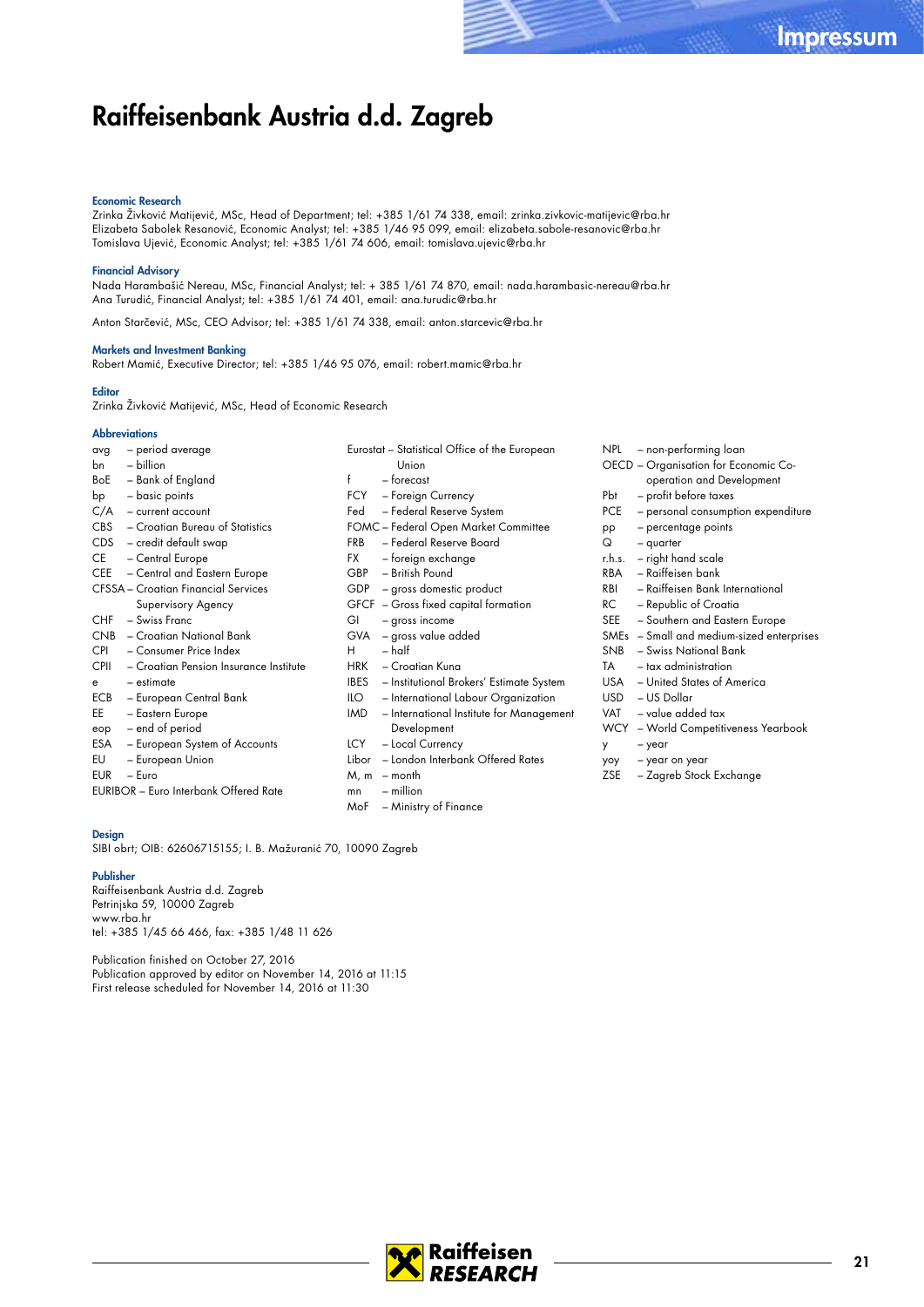# Raiffeisenbank Austria d.d. Zagreb

### Economic Research

Zrinka Živković Matijević, MSc, Head of Department; tel: +385 1/61 74 338, email: zrinka.zivkovic-matijevic@rba.hr
Elizabeta Sabolek Resanović, Economic Analyst; tel: +385 1/46 95 099, email: elizabeta.sabole-resanovic@rba.hr
Tomislava Ujević, Economic Analyst; tel: +385 1/61 74 606, email: tomislava.ujevic@rba.hr

### Financial Advisory

Nada Harambašić Nereau, MSc, Financial Analyst; tel: + 385 1/61 74 870, email: nada.harambasic-nereau@rba.hr
Ana Turudić, Financial Analyst; tel: +385 1/61 74 401, email: ana.turudic@rba.hr

Anton Starčević, MSc, CEO Advisor; tel: +385 1/61 74 338, email: anton.starcevic@rba.hr

### Markets and Investment Banking

Robert Mamić, Executive Director; tel: +385 1/46 95 076, email: robert.mamic@rba.hr

### Editor

Zrinka Živković Matijević, MSc, Head of Economic Research

### Abbreviations

avg – period average
bn – billion
BoE – Bank of England
bp – basic points
C/A – current account
CBS – Croatian Bureau of Statistics
CDS – credit default swap
CE – Central Europe
CEE – Central and Eastern Europe
CFSSA – Croatian Financial Services Supervisory Agency
CHF – Swiss Franc
CNB – Croatian National Bank
CPI – Consumer Price Index
CPII – Croatian Pension Insurance Institute
e – estimate
ECB – European Central Bank
EE – Eastern Europe
eop – end of period
ESA – European System of Accounts
EU – European Union
EUR – Euro
EURIBOR – Euro Interbank Offered Rate
Eurostat – Statistical Office of the European Union
f – forecast
FCY – Foreign Currency
Fed – Federal Reserve System
FOMC – Federal Open Market Committee
FRB – Federal Reserve Board
FX – foreign exchange
GBP – British Pound
GDP – gross domestic product
GFCF – Gross fixed capital formation
GI – gross income
GVA – gross value added
H – half
HRK – Croatian Kuna
IBES – Institutional Brokers' Estimate System
ILO – International Labour Organization
IMD – International Institute for Management Development
LCY – Local Currency
Libor – London Interbank Offered Rates
M, m – month
mn – million
MoF – Ministry of Finance
NPL – non-performing loan
OECD – Organisation for Economic Co-operation and Development
Pbt – profit before taxes
PCE – personal consumption expenditure
pp – percentage points
Q – quarter
r.h.s. – right hand scale
RBA – Raiffeisen bank
RBI – Raiffeisen Bank International
RC – Republic of Croatia
SEE – Southern and Eastern Europe
SMEs – Small and medium-sized enterprises
SNB – Swiss National Bank
TA – tax administration
USA – United States of America
USD – US Dollar
VAT – value added tax
WCY – World Competitiveness Yearbook
y – year
yoy – year on year
ZSE – Zagreb Stock Exchange

### Design

SIBI obrt; OIB: 62606715155; I. B. Mažuranić 70, 10090 Zagreb

### Publisher

Raiffeisenbank Austria d.d. Zagreb
Petrinjska 59, 10000 Zagreb
www.rba.hr
tel: +385 1/45 66 466, fax: +385 1/48 11 626

Publication finished on October 27, 2016
Publication approved by editor on November 14, 2016 at 11:15
First release scheduled for November 14, 2016 at 11:30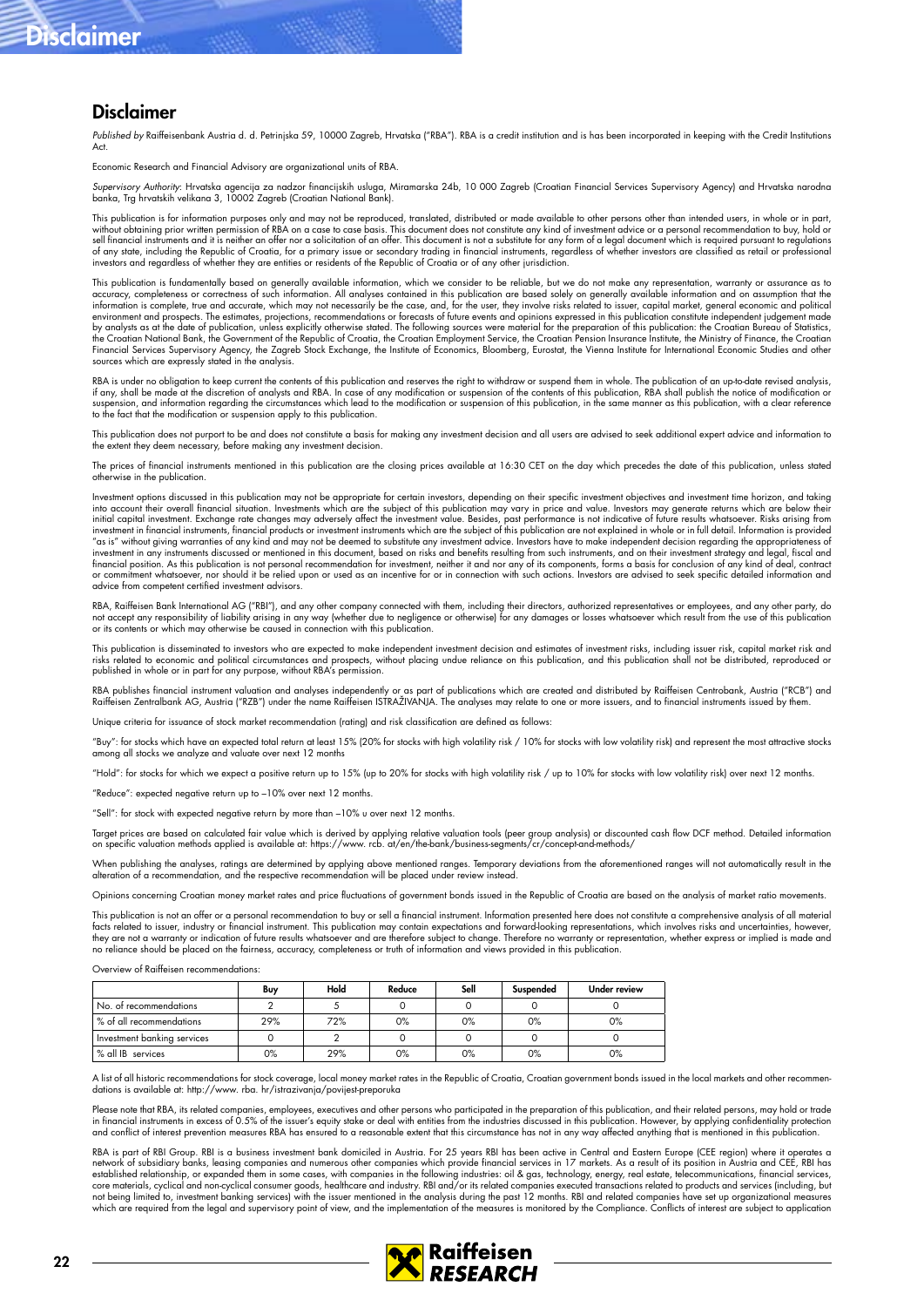## Disclaimer

*Published by* Raiffeisenbank Austria d. d. Petrinjska 59, 10000 Zagreb, Hrvatska ("RBA"). RBA is a credit institution and is has been incorporated in keeping with the Credit Institutions Act.

Economic Research and Financial Advisory are organizational units of RBA.

*Supervisory Authority*: Hrvatska agencija za nadzor financijskih usluga, Miramarska 24b, 10 000 Zagreb (Croatian Financial Services Supervisory Agency) and Hrvatska narodna banka, Trg hrvatskih velikana 3, 10002 Zagreb (Croatian National Bank).

This publication is for information purposes only and may not be reproduced, translated, distributed or made available to other persons other than intended users, in whole or in part, without obtaining prior written permission of RBA on a case to case basis. This document does not constitute any kind of investment advice or a personal recommendation to buy, hold or sell financial instruments and it is neither an offer nor a solicitation of an offer. This document is not a substitute for any form of a legal document which is required pursuant to regulations of any state, including the Republic of Croatia, for a primary issue or secondary trading in financial instruments, regardless of whether investors are classified as retail or professional investors and regardless of whether they are entities or residents of the Republic of Croatia or of any other jurisdiction.

This publication is fundamentally based on generally available information, which we consider to be reliable, but we do not make any representation, warranty or assurance as to accuracy, completeness or correctness of such information. All analyses contained in this publication are based solely on generally available information and on assumption that the information is complete, true and accurate, which may not necessarily be the case, and, for the user, they involve risks related to issuer, capital market, general economic and political environment and prospects. The estimates, projections, recommendations or forecasts of future events and opinions expressed in this publication constitute independent judgement made by analysts as at the date of publication, unless explicitly otherwise stated. The following sources were material for the preparation of this publication: the Croatian Bureau of Statistics, the Croatian National Bank, the Government of the Republic of Croatia, the Croatian Employment Service, the Croatian Pension Insurance Institute, the Ministry of Finance, the Croatian Financial Services Supervisory Agency, the Zagreb Stock Exchange, the Institute of Economics, Bloomberg, Eurostat, the Vienna Institute for International Economic Studies and other sources which are expressly stated in the analysis.

RBA is under no obligation to keep current the contents of this publication and reserves the right to withdraw or suspend them in whole. The publication of an up-to-date revised analysis, if any, shall be made at the discretion of analysts and RBA. In case of any modification or suspension of the contents of this publication, RBA shall publish the notice of modification or suspension, and information regarding the circumstances which lead to the modification or suspension of this publication, in the same manner as this publication, with a clear reference to the fact that the modification or suspension apply to this publication.

This publication does not purport to be and does not constitute a basis for making any investment decision and all users are advised to seek additional expert advice and information to the extent they deem necessary, before making any investment decision.

The prices of financial instruments mentioned in this publication are the closing prices available at 16:30 CET on the day which precedes the date of this publication, unless stated otherwise in the publication.

Investment options discussed in this publication may not be appropriate for certain investors, depending on their specific investment objectives and investment time horizon, and taking into account their overall financial situation. Investments which are the subject of this publication may vary in price and value. Investors may generate returns which are below their initial capital investment. Exchange rate changes may adversely affect the investment value. Besides, past performance is not indicative of future results whatsoever. Risks arising from investment in financial instruments, financial products or investment instruments which are the subject of this publication are not explained in whole or in full detail. Information is provided "as is" without giving warranties of any kind and may not be deemed to substitute any investment advice. Investors have to make independent decision regarding the appropriateness of investment in any instruments discussed or mentioned in this document, based on risks and benefits resulting from such instruments, and on their investment strategy and legal, fiscal and financial position. As this publication is not personal recommendation for investment, neither it and nor any of its components, forms a basis for conclusion of any kind of deal, contract or commitment whatsoever, nor should it be relied upon or used as an incentive for or in connection with such actions. Investors are advised to seek specific detailed information and advice from competent certified investment advisors.

RBA, Raiffeisen Bank International AG ("RBI"), and any other company connected with them, including their directors, authorized representatives or employees, and any other party, do not accept any responsibility of liability arising in any way (whether due to negligence or otherwise) for any damages or losses whatsoever which result from the use of this publication or its contents or which may otherwise be caused in connection with this publication.

This publication is disseminated to investors who are expected to make independent investment decision and estimates of investment risks, including issuer risk, capital market risk and risks related to economic and political circumstances and prospects, without placing undue reliance on this publication, and this publication shall not be distributed, reproduced or published in whole or in part for any purpose, without RBA's permission.

RBA publishes financial instrument valuation and analyses independently or as part of publications which are created and distributed by Raiffeisen Centrobank, Austria ("RCB") and Raiffeisen Zentralbank AG, Austria ("RZB") under the name Raiffeisen ISTRAŽIVANJA. The analyses may relate to one or more issuers, and to financial instruments issued by them.

Unique criteria for issuance of stock market recommendation (rating) and risk classification are defined as follows:

"Buy": for stocks which have an expected total return at least 15% (20% for stocks with high volatility risk / 10% for stocks with low volatility risk) and represent the most attractive stocks among all stocks we analyze and valuate over next 12 months

"Hold": for stocks for which we expect a positive return up to 15% (up to 20% for stocks with high volatility risk / up to 10% for stocks with low volatility risk) over next 12 months.

"Reduce": expected negative return up to –10% over next 12 months.

"Sell": for stock with expected negative return by more than –10% u over next 12 months.

Target prices are based on calculated fair value which is derived by applying relative valuation tools (peer group analysis) or discounted cash flow DCF method. Detailed information on specific valuation methods applied is available at: https://www. rcb. at/en/the-bank/business-segments/cr/concept-and-methods/

When publishing the analyses, ratings are determined by applying above mentioned ranges. Temporary deviations from the aforementioned ranges will not automatically result in the alteration of a recommendation, and the respective recommendation will be placed under review instead.

Opinions concerning Croatian money market rates and price fluctuations of government bonds issued in the Republic of Croatia are based on the analysis of market ratio movements.

This publication is not an offer or a personal recommendation to buy or sell a financial instrument. Information presented here does not constitute a comprehensive analysis of all material facts related to issuer, industry or financial instrument. This publication may contain expectations and forward-looking representations, which involves risks and uncertainties, however, they are not a warranty or indication of future results whatsoever and are therefore subject to change. Therefore no warranty or representation, whether express or implied is made and no reliance should be placed on the fairness, accuracy, completeness or truth of information and views provided in this publication.

Overview of Raiffeisen recommendations:

| | Buy | Hold | Reduce | Sell | Suspended | Under review |
|---|---|---|---|---|---|---|
| No. of recommendations | 2 | 5 | 0 | 0 | 0 | 0 |
| % of all recommendations | 29% | 72% | 0% | 0% | 0% | 0% |
| Investment banking services | 0 | 2 | 0 | 0 | 0 | 0 |
| % all IB services | 0% | 29% | 0% | 0% | 0% | 0% |

A list of all historic recommendations for stock coverage, local money market rates in the Republic of Croatia, Croatian government bonds issued in the local markets and other recommendations is available at: http://www. rba. hr/istrazivanja/povijest-preporuka

Please note that RBA, its related companies, employees, executives and other persons who participated in the preparation of this publication, and their related persons, may hold or trade in financial instruments in excess of 0.5% of the issuer's equity stake or deal with entities from the industries discussed in this publication. However, by applying confidentiality protection and conflict of interest prevention measures RBA has ensured to a reasonable extent that this circumstance has not in any way affected anything that is mentioned in this publication.

RBA is part of RBI Group. RBI is a business investment bank domiciled in Austria. For 25 years RBI has been active in Central and Eastern Europe (CEE region) where it operates a network of subsidiary banks, leasing companies and numerous other companies which provide financial services in 17 markets. As a result of its position in Austria and CEE, RBI has established relationship, or expanded them in some cases, with companies in the following industries: oil & gas, technology, energy, real estate, telecommunications, financial services, core materials, cyclical and non-cyclical consumer goods, healthcare and industry. RBI and/or its related companies executed transactions related to products and services (including, but not being limited to, investment banking services) with the issuer mentioned in the analysis during the past 12 months. RBI and related companies have set up organizational measures which are required from the legal and supervisory point of view, and the implementation of the measures is monitored by the Compliance. Conflicts of interest are subject to application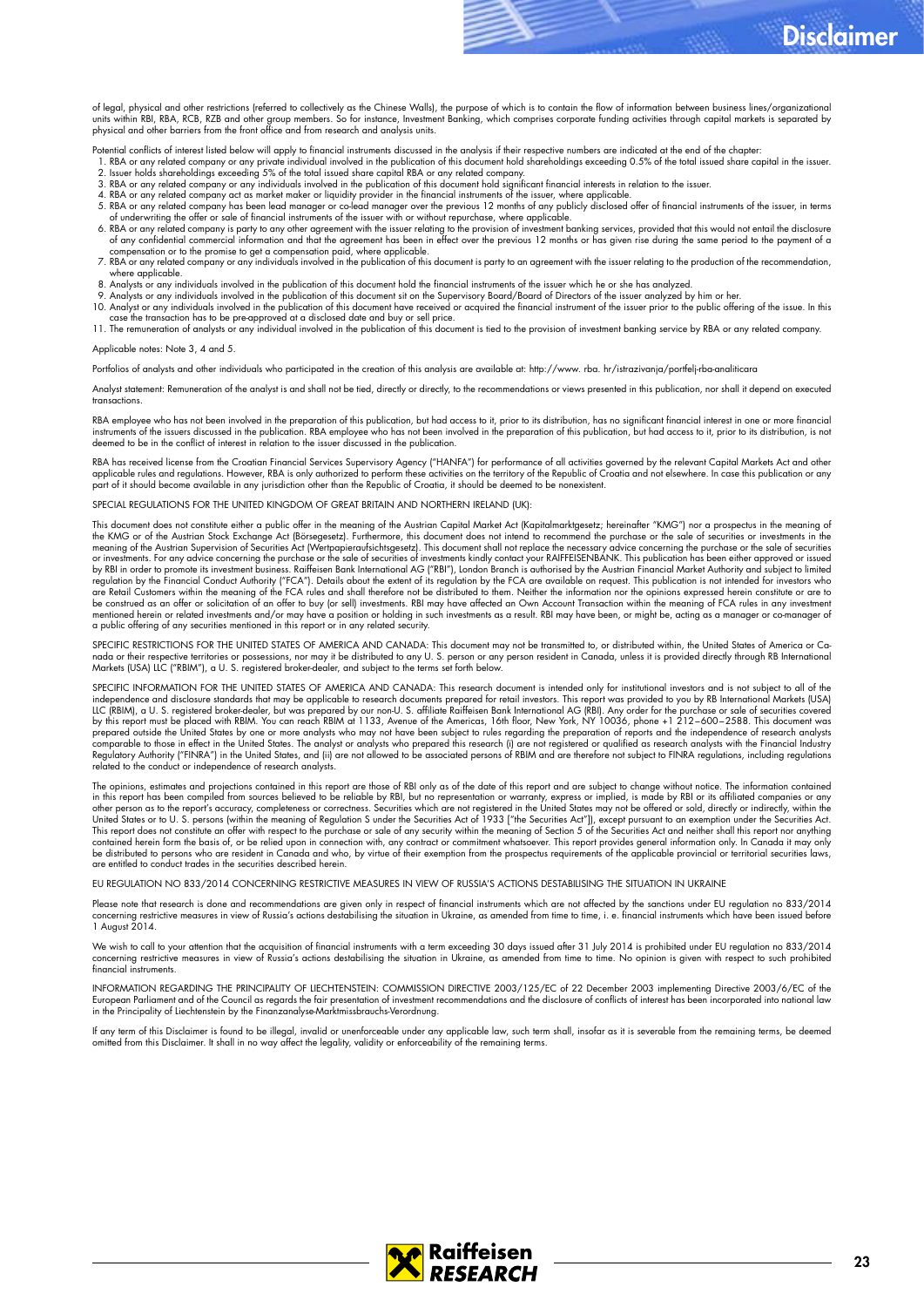of legal, physical and other restrictions (referred to collectively as the Chinese Walls), the purpose of which is to contain the flow of information between business lines/organizational units within RBI, RBA, RCB, RZB and other group members. So for instance, Investment Banking, which comprises corporate funding activities through capital markets is separated by physical and other barriers from the front office and from research and analysis units.

Potential conflicts of interest listed below will apply to financial instruments discussed in the analysis if their respective numbers are indicated at the end of the chapter:

1. RBA or any related company or any private individual involved in the publication of this document hold shareholdings exceeding 0.5% of the total issued share capital in the issuer.
2. Issuer holds shareholdings exceeding 5% of the total issued share capital RBA or any related company.
3. RBA or any related company or any individuals involved in the publication of this document hold significant financial interests in relation to the issuer.
4. RBA or any related company act as market maker or liquidity provider in the financial instruments of the issuer, where applicable.
5. RBA or any related company has been lead manager or co-lead manager over the previous 12 months of any publicly disclosed offer of financial instruments of the issuer, in terms of underwriting the offer or sale of financial instruments of the issuer with or without repurchase, where applicable.
6. RBA or any related company is party to any other agreement with the issuer relating to the provision of investment banking services, provided that this would not entail the disclosure of any confidential commercial information and that the agreement has been in effect over the previous 12 months or has given rise during the same period to the payment of a compensation or to the promise to get a compensation paid, where applicable.
7. RBA or any related company or any individuals involved in the publication of this document is party to an agreement with the issuer relating to the production of the recommendation, where applicable.
8. Analysts or any individuals involved in the publication of this document hold the financial instruments of the issuer which he or she has analyzed.
9. Analysts or any individuals involved in the publication of this document sit on the Supervisory Board/Board of Directors of the issuer analyzed by him or her.
10. Analyst or any individuals involved in the publication of this document have received or acquired the financial instrument of the issuer prior to the public offering of the issue. In this case the transaction has to be pre-approved at a disclosed date and buy or sell price.
11. The remuneration of analysts or any individual involved in the publication of this document is tied to the provision of investment banking service by RBA or any related company.

Applicable notes: Note 3, 4 and 5.

Portfolios of analysts and other individuals who participated in the creation of this analysis are available at: http://www. rba. hr/istrazivanja/portfelj-rba-analiticara

Analyst statement: Remuneration of the analyst is and shall not be tied, directly or directly, to the recommendations or views presented in this publication, nor shall it depend on executed transactions.

RBA employee who has not been involved in the preparation of this publication, but had access to it, prior to its distribution, has no significant financial interest in one or more financial instruments of the issuers discussed in the publication. RBA employee who has not been involved in the preparation of this publication, but had access to it, prior to its distribution, is not deemed to be in the conflict of interest in relation to the issuer discussed in the publication.

RBA has received license from the Croatian Financial Services Supervisory Agency ("HANFA") for performance of all activities governed by the relevant Capital Markets Act and other applicable rules and regulations. However, RBA is only authorized to perform these activities on the territory of the Republic of Croatia and not elsewhere. In case this publication or any part of it should become available in any jurisdiction other than the Republic of Croatia, it should be deemed to be nonexistent.

SPECIAL REGULATIONS FOR THE UNITED KINGDOM OF GREAT BRITAIN AND NORTHERN IRELAND (UK):

This document does not constitute either a public offer in the meaning of the Austrian Capital Market Act (Kapitalmarktgesetz; hereinafter "KMG") nor a prospectus in the meaning of the KMG or of the Austrian Stock Exchange Act (Börsegesetz). Furthermore, this document does not intend to recommend the purchase or the sale of securities or investments in the meaning of the Austrian Supervision of Securities Act (Wertpapieraufsichtsgesetz). This document shall not replace the necessary advice concerning the purchase or the sale of securities or investments. For any advice concerning the purchase or the sale of securities of investments kindly contact your RAIFFEISENBANK. This publication has been either approved or issued by RBI in order to promote its investment business. Raiffeisen Bank International AG ("RBI"), London Branch is authorised by the Austrian Financial Market Authority and subject to limited regulation by the Financial Conduct Authority ("FCA"). Details about the extent of its regulation by the FCA are available on request. This publication is not intended for investors who are Retail Customers within the meaning of the FCA rules and shall therefore not be distributed to them. Neither the information nor the opinions expressed herein constitute or are to be construed as an offer or solicitation of an offer to buy (or sell) investments. RBI may have affected an Own Account Transaction within the meaning of FCA rules in any investment mentioned herein or related investments and/or may have a position or holding in such investments as a result. RBI may have been, or might be, acting as a manager or co-manager of a public offering of any securities mentioned in this report or in any related security.

SPECIFIC RESTRICTIONS FOR THE UNITED STATES OF AMERICA AND CANADA: This document may not be transmitted to, or distributed within, the United States of America or Canada or their respective territories or possessions, nor may it be distributed to any U. S. person or any person resident in Canada, unless it is provided directly through RB International Markets (USA) LLC ("RBIM"), a U. S. registered broker-dealer, and subject to the terms set forth below.

SPECIFIC INFORMATION FOR THE UNITED STATES OF AMERICA AND CANADA: This research document is intended only for institutional investors and is not subject to all of the independence and disclosure standards that may be applicable to research documents prepared for retail investors. This report was provided to you by RB International Markets (USA) LLC (RBIM), a U. S. registered broker-dealer, but was prepared by our non-U. S. affiliate Raiffeisen Bank International AG (RBI). Any order for the purchase or sale of securities covered by this report must be placed with RBIM. You can reach RBIM at 1133, Avenue of the Americas, 16th floor, New York, NY 10036, phone +1 212–600–2588. This document was prepared outside the United States by one or more analysts who may not have been subject to rules regarding the preparation of reports and the independence of research analysts comparable to those in effect in the United States. The analyst or analysts who prepared this research (i) are not registered or qualified as research analysts with the Financial Industry Regulatory Authority ("FINRA") in the United States, and (ii) are not allowed to be associated persons of RBIM and are therefore not subject to FINRA regulations, including regulations related to the conduct or independence of research analysts.

The opinions, estimates and projections contained in this report are those of RBI only as of the date of this report and are subject to change without notice. The information contained in this report has been compiled from sources believed to be reliable by RBI, but no representation or warranty, express or implied, is made by RBI or its affiliated companies or any other person as to the report's accuracy, completeness or correctness. Securities which are not registered in the United States may not be offered or sold, directly or indirectly, within the United States or to U. S. persons (within the meaning of Regulation S under the Securities Act of 1933 ("the Securities Act")), except pursuant to an exemption under the Securities Act. This report does not constitute an offer with respect to the purchase or sale of any security within the meaning of Section 5 of the Securities Act and neither shall this report nor anything contained herein form the basis of, or be relied upon in connection with, any contract or commitment whatsoever. This report provides general information only. In Canada it may only be distributed to persons who are resident in Canada and who, by virtue of their exemption from the prospectus requirements of the applicable provincial or territorial securities laws, are entitled to conduct trades in the securities described herein.

EU REGULATION NO 833/2014 CONCERNING RESTRICTIVE MEASURES IN VIEW OF RUSSIA'S ACTIONS DESTABILISING THE SITUATION IN UKRAINE

Please note that research is done and recommendations are given only in respect of financial instruments which are not affected by the sanctions under EU regulation no 833/2014 concerning restrictive measures in view of Russia's actions destabilising the situation in Ukraine, as amended from time to time, i. e. financial instruments which have been issued before 1 August 2014.

We wish to call to your attention that the acquisition of financial instruments with a term exceeding 30 days issued after 31 July 2014 is prohibited under EU regulation no 833/2014 concerning restrictive measures in view of Russia's actions destabilising the situation in Ukraine, as amended from time to time. No opinion is given with respect to such prohibited financial instruments.

INFORMATION REGARDING THE PRINCIPALITY OF LIECHTENSTEIN: COMMISSION DIRECTIVE 2003/125/EC of 22 December 2003 implementing Directive 2003/6/EC of the European Parliament and of the Council as regards the fair presentation of investment recommendations and the disclosure of conflicts of interest has been incorporated into national law in the Principality of Liechtenstein by the Finanzanalyse-Marktmissbrauchs-Verordnung.

If any term of this Disclaimer is found to be illegal, invalid or unenforceable under any applicable law, such term shall, insofar as it is severable from the remaining terms, be deemed omitted from this Disclaimer. It shall in no way affect the legality, validity or enforceability of the remaining terms.